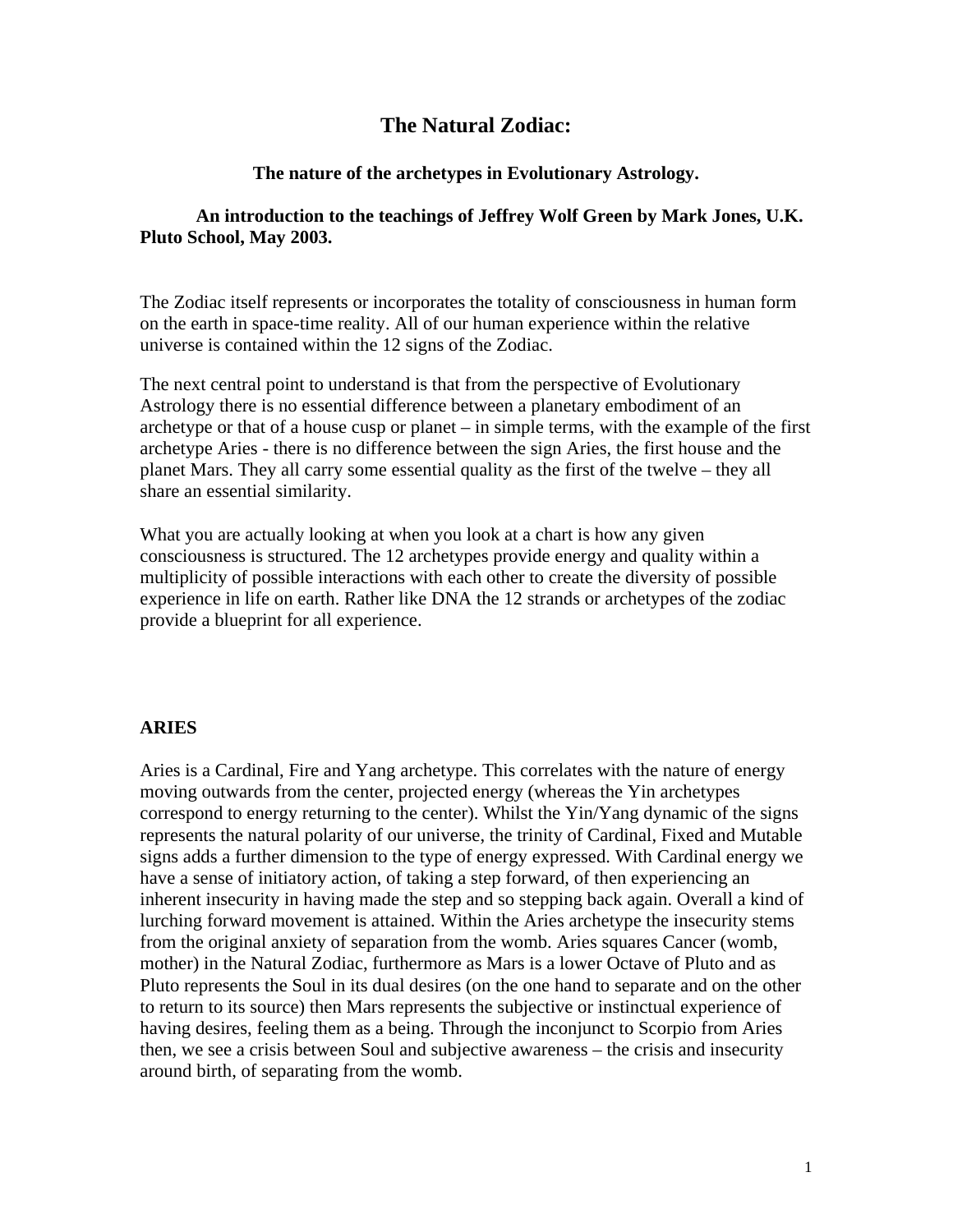# The Natural Zodiac:

### The nature of the archetypes in Evolutionary Astrology.

**An introduction to the teachings of Jeffrey Wolf Green by Mark Jones, U.K. Pluto School, May 2003.**

The Zodiac itself represents or incorporates the totality of consciousness in human form on the earth in space-time reality. All of our human experience within the relative universe is contained within the 12 signs of the Zodiac.

The next central point to understand is that from the perspective of Evolutionary Astrology there is no essential difference between a planetary embodiment of an archetype or that of a house cusp or planet – in simple terms, with the example of the first archetype Aries - there is no difference between the sign Aries, the first house and the planet Mars. They all carry some essential quality as the first of the twelve – they all share an essential similarity.

What you are actually looking at when you look at a chart is how any given consciousness is structured. The 12 archetypes provide energy and quality within a multiplicity of possible interactions with each other to create the diversity of possible experience in life on earth. Rather like DNA the 12 strands or archetypes of the zodiac provide a blueprint for all experience.

## ARIES

Aries is a Cardinal, Fire and Yang archetype. This correlates with the nature of energy moving outwards from the center, projected energy (whereas the Yin archetypes correspond to energy returning to the center). Whilst the Yin/Yang dynamic of the signs represents the natural polarity of our universe, the trinity of Cardinal, Fixed and Mutable signs adds a further dimension to the type of energy expressed. With Cardinal energy we have a sense of initiatory action, of taking a step forward, of then experiencing an inherent insecurity in having made the step and so stepping back again. Overall a kind of lurching forward movement is attained. Within the Aries archetype the insecurity stems from the original anxiety of separation from the womb. Aries squares Cancer (womb, mother) in the Natural Zodiac, furthermore as Mars is a lower Octave of Pluto and as Pluto represents the Soul in its dual desires (on the one hand to separate and on the other to return to its source) then Mars represents the subjective or instinctual experience of having desires, feeling them as a being. Through the inconjunct to Scorpio from Aries then, we see a crisis between Soul and subjective awareness – the crisis and insecurity around birth, of separating from the womb.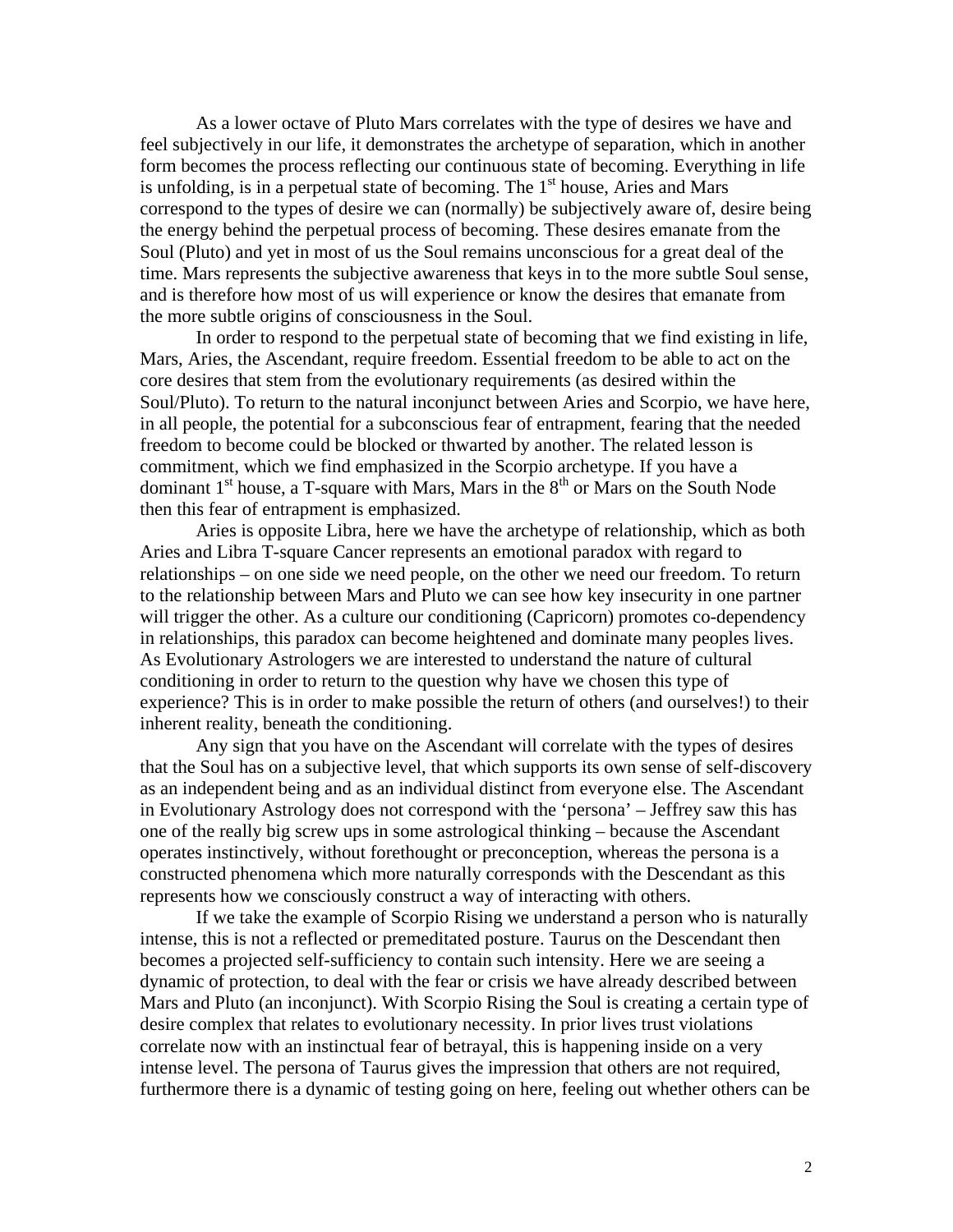As a lower octave of Pluto Mars correlates with the type of desires we have and feel subjectively in our life, it demonstrates the archetype of separation, which in another form becomes the process reflecting our continuous state of becoming. Everything in life is unfolding, is in a perpetual state of becoming. The 1st house, Aries and Mars correspond to the types of desire we can (normally) be subjectively aware of, desire being the energy behind the perpetual process of becoming. These desires emanate from the Soul (Pluto) and yet in most of us the Soul remains unconscious for a great deal of the time. Mars represents the subjective awareness that keys in to the more subtle Soul sense, and is therefore how most of us will experience or know the desires that emanate from the more subtle origins of consciousness in the Soul.

In order to respond to the perpetual state of becoming that we find existing in life, Mars, Aries, the Ascendant, require freedom. Essential freedom to be able to act on the core desires that stem from the evolutionary requirements (as desired within the Soul/Pluto). To return to the natural inconjunct between Aries and Scorpio, we have here, in all people, the potential for a subconscious fear of entrapment, fearing that the needed freedom to become could be blocked or thwarted by another. The related lesson is commitment, which we find emphasized in the Scorpio archetype. If you have a dominant 1st house, a T-square with Mars, Mars in the 8th or Mars on the South Node then this fear of entrapment is emphasized.

Aries is opposite Libra, here we have the archetype of relationship, which as both Aries and Libra T-square Cancer represents an emotional paradox with regard to relationships – on one side we need people, on the other we need our freedom. To return to the relationship between Mars and Pluto we can see how key insecurity in one partner will trigger the other. As a culture our conditioning (Capricorn) promotes co-dependency in relationships, this paradox can become heightened and dominate many peoples lives. As Evolutionary Astrologers we are interested to understand the nature of cultural conditioning in order to return to the question why have we chosen this type of experience? This is in order to make possible the return of others (and ourselves!) to their inherent reality, beneath the conditioning.

Any sign that you have on the Ascendant will correlate with the types of desires that the Soul has on a subjective level, that which supports its own sense of self-discovery as an independent being and as an individual distinct from everyone else. The Ascendant in Evolutionary Astrology does not correspond with the 'persona' – Jeffrey saw this has one of the really big screw ups in some astrological thinking – because the Ascendant operates instinctively, without forethought or preconception, whereas the persona is a constructed phenomena which more naturally corresponds with the Descendant as this represents how we consciously construct a way of interacting with others.

If we take the example of Scorpio Rising we understand a person who is naturally intense, this is not a reflected or premeditated posture. Taurus on the Descendant then becomes a projected self-sufficiency to contain such intensity. Here we are seeing a dynamic of protection, to deal with the fear or crisis we have already described between Mars and Pluto (an inconjunct). With Scorpio Rising the Soul is creating a certain type of desire complex that relates to evolutionary necessity. In prior lives trust violations correlate now with an instinctual fear of betrayal, this is happening inside on a very intense level. The persona of Taurus gives the impression that others are not required, furthermore there is a dynamic of testing going on here, feeling out whether others can be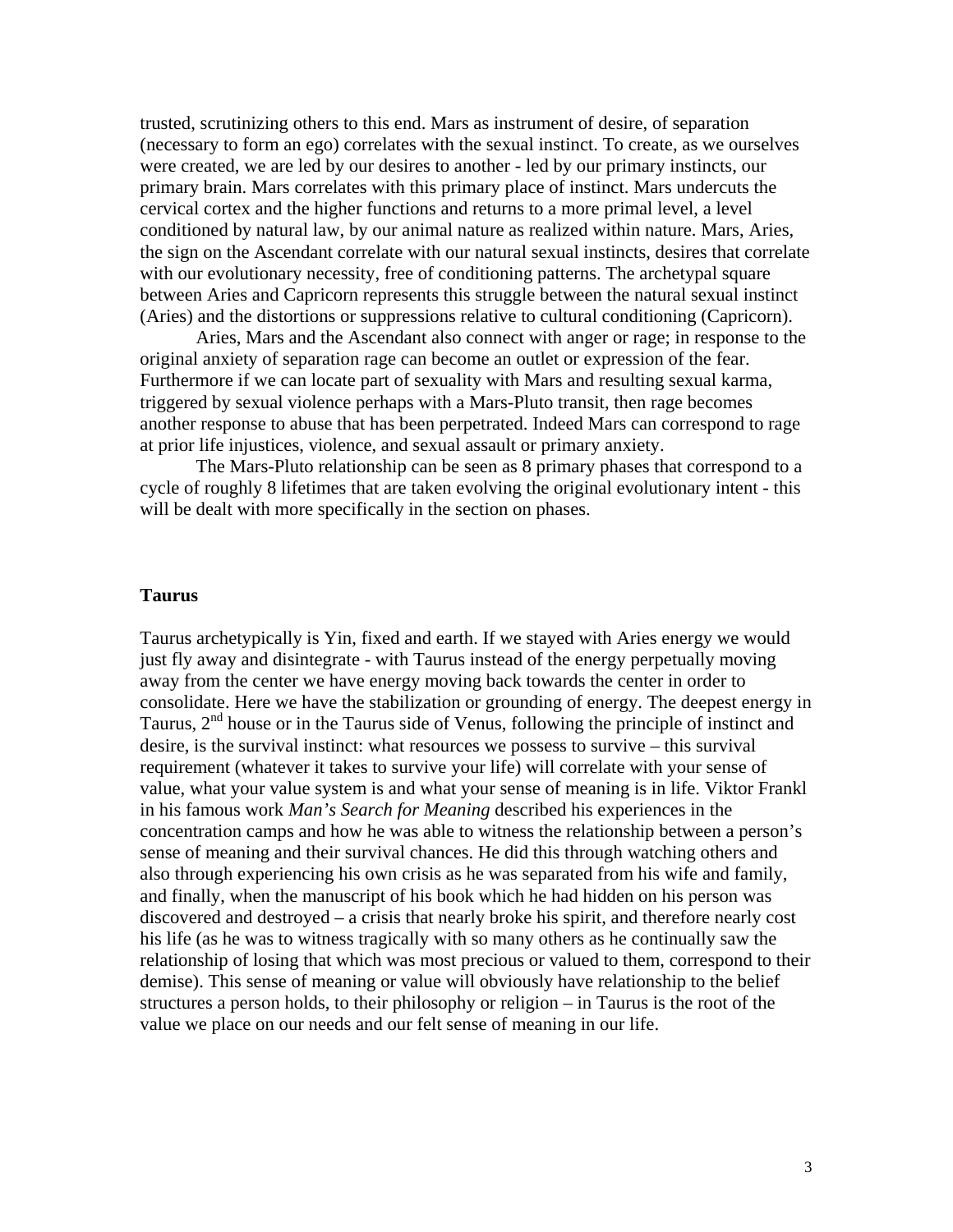trusted, scrutinizing others to this end. Mars as instrument of desire, of separation (necessary to form an ego) correlates with the sexual instinct. To create, as we ourselves were created, we are led by our desires to another - led by our primary instincts, our primary brain. Mars correlates with this primary place of instinct. Mars undercuts the cervical cortex and the higher functions and returns to a more primal level, a level conditioned by natural law, by our animal nature as realized within nature. Mars, Aries, the sign on the Ascendant correlate with our natural sexual instincts, desires that correlate with our evolutionary necessity, free of conditioning patterns. The archetypal square between Aries and Capricorn represents this struggle between the natural sexual instinct (Aries) and the distortions or suppressions relative to cultural conditioning (Capricorn).

Aries, Mars and the Ascendant also connect with anger or rage; in response to the original anxiety of separation rage can become an outlet or expression of the fear. Furthermore if we can locate part of sexuality with Mars and resulting sexual karma, triggered by sexual violence perhaps with a Mars-Pluto transit, then rage becomes another response to abuse that has been perpetrated. Indeed Mars can correspond to rage at prior life injustices, violence, and sexual assault or primary anxiety.

The Mars-Pluto relationship can be seen as 8 primary phases that correspond to a cycle of roughly 8 lifetimes that are taken evolving the original evolutionary intent - this will be dealt with more specifically in the section on phases.

### Taurus

Taurus archetypically is Yin, fixed and earth. If we stayed with Aries energy we would just fly away and disintegrate - with Taurus instead of the energy perpetually moving away from the center we have energy moving back towards the center in order to consolidate. Here we have the stabilization or grounding of energy. The deepest energy in Taurus, 2nd house or in the Taurus side of Venus, following the principle of instinct and desire, is the survival instinct: what resources we possess to survive – this survival requirement (whatever it takes to survive your life) will correlate with your sense of value, what your value system is and what your sense of meaning is in life. Viktor Frankl in his famous work *Man's Search for Meaning* described his experiences in the concentration camps and how he was able to witness the relationship between a person's sense of meaning and their survival chances. He did this through watching others and also through experiencing his own crisis as he was separated from his wife and family, and finally, when the manuscript of his book which he had hidden on his person was discovered and destroyed – a crisis that nearly broke his spirit, and therefore nearly cost his life (as he was to witness tragically with so many others as he continually saw the relationship of losing that which was most precious or valued to them, correspond to their demise). This sense of meaning or value will obviously have relationship to the belief structures a person holds, to their philosophy or religion – in Taurus is the root of the value we place on our needs and our felt sense of meaning in our life.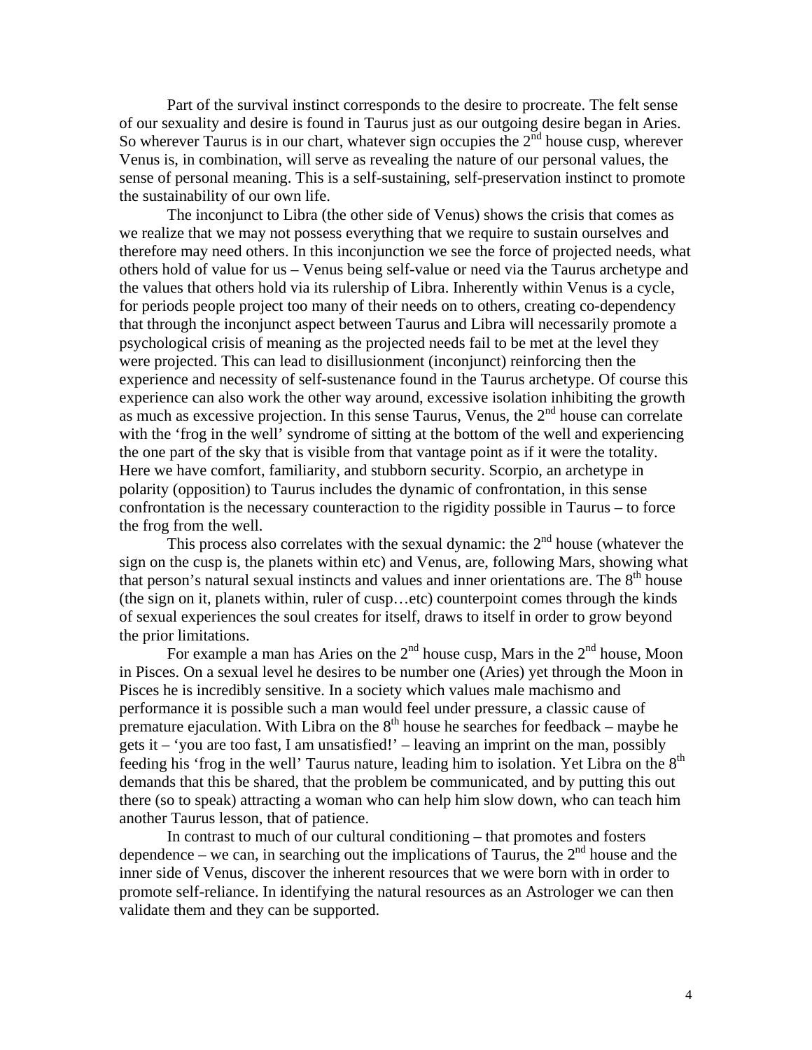Part of the survival instinct corresponds to the desire to procreate. The felt sense of our sexuality and desire is found in Taurus just as our outgoing desire began in Aries. So wherever Taurus is in our chart, whatever sign occupies the 2nd house cusp, wherever Venus is, in combination, will serve as revealing the nature of our personal values, the sense of personal meaning. This is a self-sustaining, self-preservation instinct to promote the sustainability of our own life.

The inconjunct to Libra (the other side of Venus) shows the crisis that comes as we realize that we may not possess everything that we require to sustain ourselves and therefore may need others. In this inconjunction we see the force of projected needs, what others hold of value for us – Venus being self-value or need via the Taurus archetype and the values that others hold via its rulership of Libra. Inherently within Venus is a cycle, for periods people project too many of their needs on to others, creating co-dependency that through the inconjunct aspect between Taurus and Libra will necessarily promote a psychological crisis of meaning as the projected needs fail to be met at the level they were projected. This can lead to disillusionment (inconjunct) reinforcing then the experience and necessity of self-sustenance found in the Taurus archetype. Of course this experience can also work the other way around, excessive isolation inhibiting the growth as much as excessive projection. In this sense Taurus, Venus, the 2nd house can correlate with the 'frog in the well' syndrome of sitting at the bottom of the well and experiencing the one part of the sky that is visible from that vantage point as if it were the totality. Here we have comfort, familiarity, and stubborn security. Scorpio, an archetype in polarity (opposition) to Taurus includes the dynamic of confrontation, in this sense confrontation is the necessary counteraction to the rigidity possible in Taurus – to force the frog from the well.

This process also correlates with the sexual dynamic: the 2nd house (whatever the sign on the cusp is, the planets within etc) and Venus, are, following Mars, showing what that person's natural sexual instincts and values and inner orientations are. The 8th house (the sign on it, planets within, ruler of cusp…etc) counterpoint comes through the kinds of sexual experiences the soul creates for itself, draws to itself in order to grow beyond the prior limitations.

For example a man has Aries on the 2nd house cusp, Mars in the 2nd house, Moon in Pisces. On a sexual level he desires to be number one (Aries) yet through the Moon in Pisces he is incredibly sensitive. In a society which values male machismo and performance it is possible such a man would feel under pressure, a classic cause of premature ejaculation. With Libra on the 8th house he searches for feedback – maybe he gets it – 'you are too fast, I am unsatisfied!' – leaving an imprint on the man, possibly feeding his 'frog in the well' Taurus nature, leading him to isolation. Yet Libra on the 8th demands that this be shared, that the problem be communicated, and by putting this out there (so to speak) attracting a woman who can help him slow down, who can teach him another Taurus lesson, that of patience.

In contrast to much of our cultural conditioning – that promotes and fosters dependence – we can, in searching out the implications of Taurus, the 2nd house and the inner side of Venus, discover the inherent resources that we were born with in order to promote self-reliance. In identifying the natural resources as an Astrologer we can then validate them and they can be supported.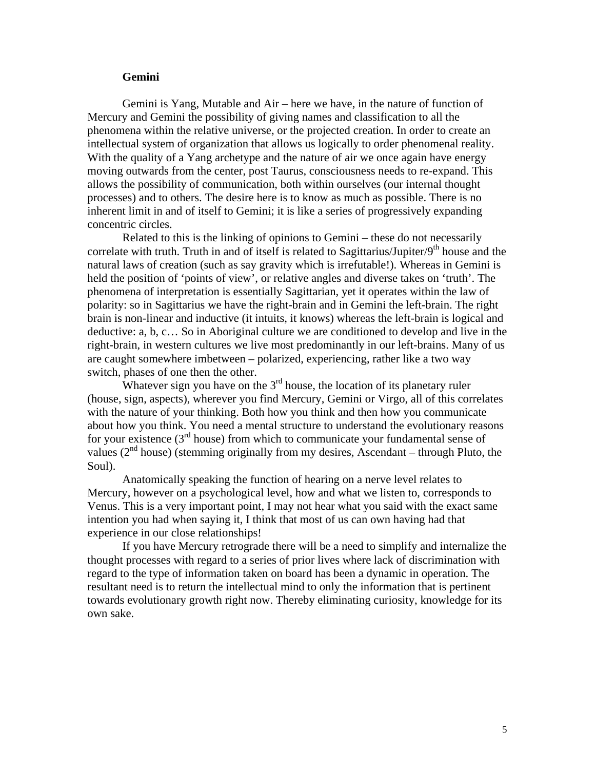**Gemini**

Gemini is Yang, Mutable and Air – here we have, in the nature of function of Mercury and Gemini the possibility of giving names and classification to all the phenomena within the relative universe, or the projected creation. In order to create an intellectual system of organization that allows us logically to order phenomenal reality. With the quality of a Yang archetype and the nature of air we once again have energy moving outwards from the center, post Taurus, consciousness needs to re-expand. This allows the possibility of communication, both within ourselves (our internal thought processes) and to others. The desire here is to know as much as possible. There is no inherent limit in and of itself to Gemini; it is like a series of progressively expanding concentric circles.

Related to this is the linking of opinions to Gemini – these do not necessarily correlate with truth. Truth in and of itself is related to Sagittarius/Jupiter/9th house and the natural laws of creation (such as say gravity which is irrefutable!). Whereas in Gemini is held the position of 'points of view', or relative angles and diverse takes on 'truth'. The phenomena of interpretation is essentially Sagittarian, yet it operates within the law of polarity: so in Sagittarius we have the right-brain and in Gemini the left-brain. The right brain is non-linear and inductive (it intuits, it knows) whereas the left-brain is logical and deductive: a, b, c… So in Aboriginal culture we are conditioned to develop and live in the right-brain, in western cultures we live most predominantly in our left-brains. Many of us are caught somewhere imbetween – polarized, experiencing, rather like a two way switch, phases of one then the other.

Whatever sign you have on the 3rd house, the location of its planetary ruler (house, sign, aspects), wherever you find Mercury, Gemini or Virgo, all of this correlates with the nature of your thinking. Both how you think and then how you communicate about how you think. You need a mental structure to understand the evolutionary reasons for your existence (3rd house) from which to communicate your fundamental sense of values (2nd house) (stemming originally from my desires, Ascendant – through Pluto, the Soul).

Anatomically speaking the function of hearing on a nerve level relates to Mercury, however on a psychological level, how and what we listen to, corresponds to Venus. This is a very important point, I may not hear what you said with the exact same intention you had when saying it, I think that most of us can own having had that experience in our close relationships!

If you have Mercury retrograde there will be a need to simplify and internalize the thought processes with regard to a series of prior lives where lack of discrimination with regard to the type of information taken on board has been a dynamic in operation. The resultant need is to return the intellectual mind to only the information that is pertinent towards evolutionary growth right now. Thereby eliminating curiosity, knowledge for its own sake.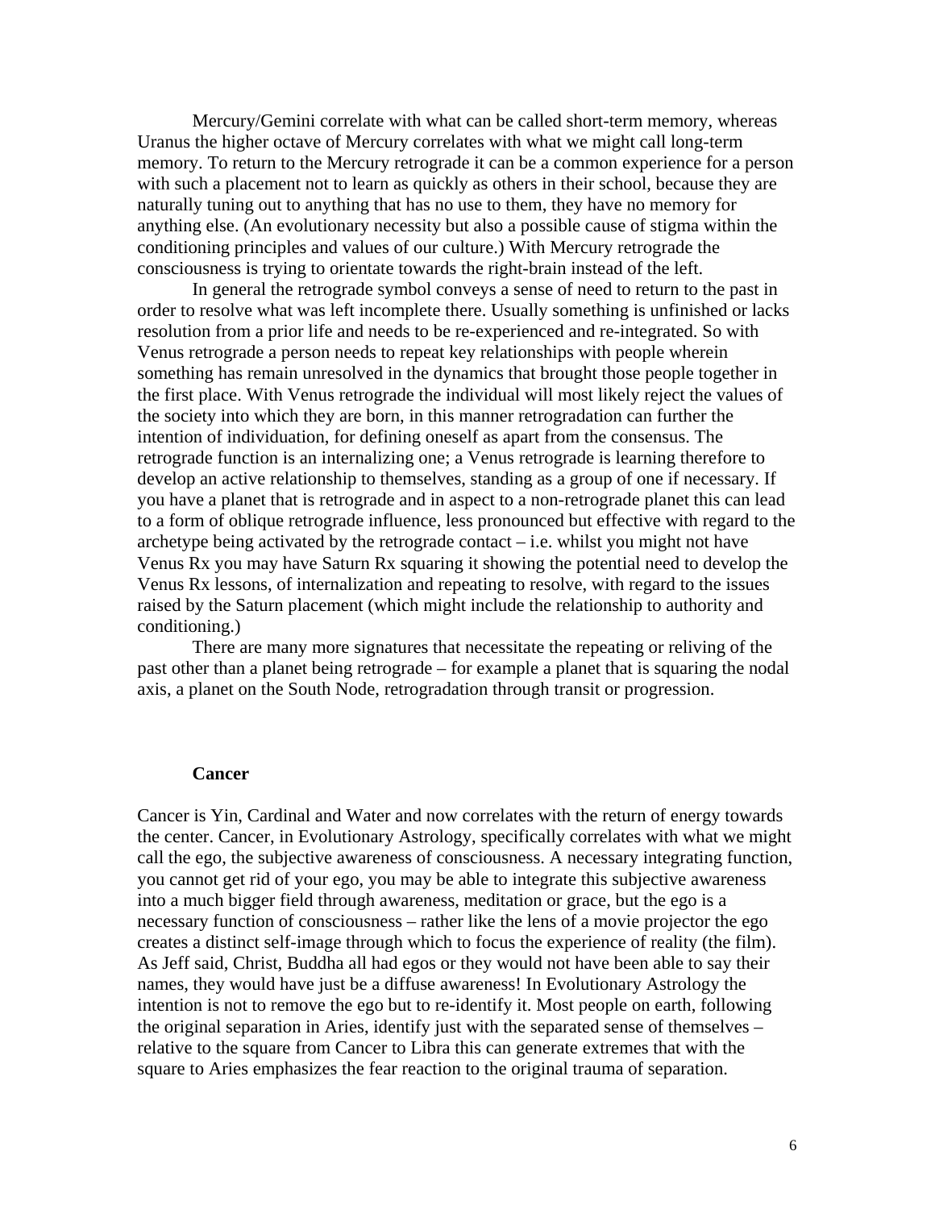Mercury/Gemini correlate with what can be called short-term memory, whereas Uranus the higher octave of Mercury correlates with what we might call long-term memory. To return to the Mercury retrograde it can be a common experience for a person with such a placement not to learn as quickly as others in their school, because they are naturally tuning out to anything that has no use to them, they have no memory for anything else. (An evolutionary necessity but also a possible cause of stigma within the conditioning principles and values of our culture.) With Mercury retrograde the consciousness is trying to orientate towards the right-brain instead of the left.

In general the retrograde symbol conveys a sense of need to return to the past in order to resolve what was left incomplete there. Usually something is unfinished or lacks resolution from a prior life and needs to be re-experienced and re-integrated. So with Venus retrograde a person needs to repeat key relationships with people wherein something has remain unresolved in the dynamics that brought those people together in the first place. With Venus retrograde the individual will most likely reject the values of the society into which they are born, in this manner retrogradation can further the intention of individuation, for defining oneself as apart from the consensus. The retrograde function is an internalizing one; a Venus retrograde is learning therefore to develop an active relationship to themselves, standing as a group of one if necessary. If you have a planet that is retrograde and in aspect to a non-retrograde planet this can lead to a form of oblique retrograde influence, less pronounced but effective with regard to the archetype being activated by the retrograde contact – i.e. whilst you might not have Venus Rx you may have Saturn Rx squaring it showing the potential need to develop the Venus Rx lessons, of internalization and repeating to resolve, with regard to the issues raised by the Saturn placement (which might include the relationship to authority and conditioning.)

There are many more signatures that necessitate the repeating or reliving of the past other than a planet being retrograde – for example a planet that is squaring the nodal axis, a planet on the South Node, retrogradation through transit or progression.

**Cancer**

Cancer is Yin, Cardinal and Water and now correlates with the return of energy towards the center. Cancer, in Evolutionary Astrology, specifically correlates with what we might call the ego, the subjective awareness of consciousness. A necessary integrating function, you cannot get rid of your ego, you may be able to integrate this subjective awareness into a much bigger field through awareness, meditation or grace, but the ego is a necessary function of consciousness – rather like the lens of a movie projector the ego creates a distinct self-image through which to focus the experience of reality (the film). As Jeff said, Christ, Buddha all had egos or they would not have been able to say their names, they would have just be a diffuse awareness! In Evolutionary Astrology the intention is not to remove the ego but to re-identify it. Most people on earth, following the original separation in Aries, identify just with the separated sense of themselves – relative to the square from Cancer to Libra this can generate extremes that with the square to Aries emphasizes the fear reaction to the original trauma of separation.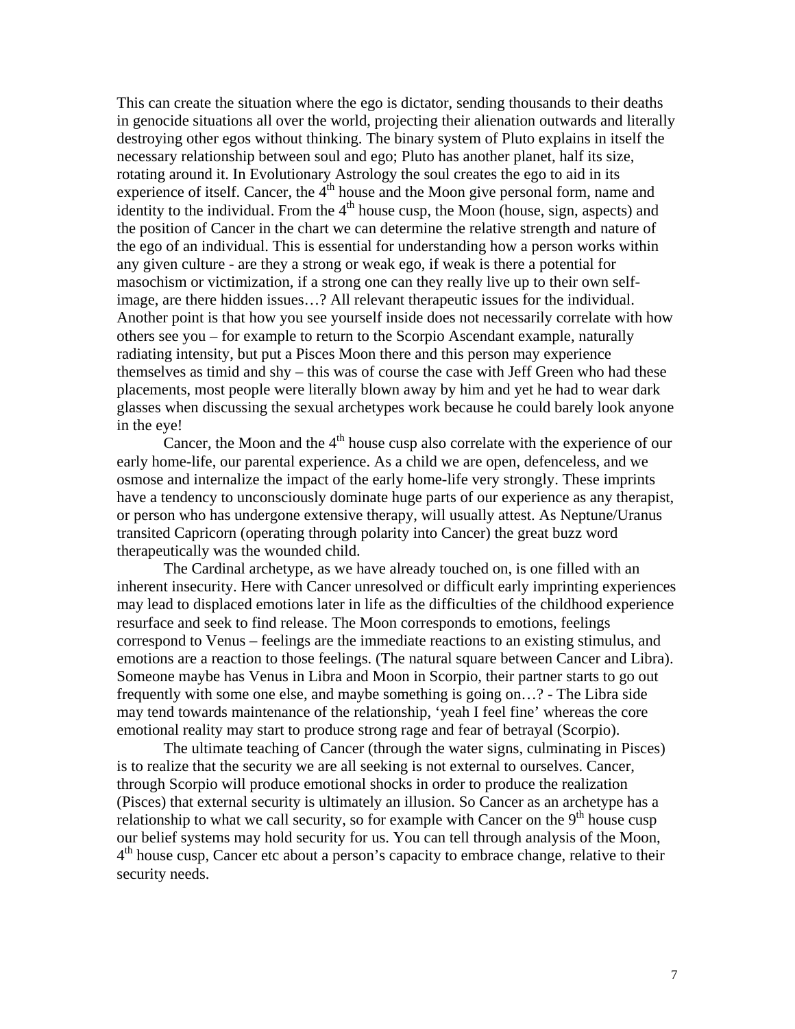This can create the situation where the ego is dictator, sending thousands to their deaths in genocide situations all over the world, projecting their alienation outwards and literally destroying other egos without thinking. The binary system of Pluto explains in itself the necessary relationship between soul and ego; Pluto has another planet, half its size, rotating around it. In Evolutionary Astrology the soul creates the ego to aid in its experience of itself. Cancer, the 4th house and the Moon give personal form, name and identity to the individual. From the 4th house cusp, the Moon (house, sign, aspects) and the position of Cancer in the chart we can determine the relative strength and nature of the ego of an individual. This is essential for understanding how a person works within any given culture - are they a strong or weak ego, if weak is there a potential for masochism or victimization, if a strong one can they really live up to their own self-image, are there hidden issues…? All relevant therapeutic issues for the individual. Another point is that how you see yourself inside does not necessarily correlate with how others see you – for example to return to the Scorpio Ascendant example, naturally radiating intensity, but put a Pisces Moon there and this person may experience themselves as timid and shy – this was of course the case with Jeff Green who had these placements, most people were literally blown away by him and yet he had to wear dark glasses when discussing the sexual archetypes work because he could barely look anyone in the eye!

Cancer, the Moon and the 4th house cusp also correlate with the experience of our early home-life, our parental experience. As a child we are open, defenceless, and we osmose and internalize the impact of the early home-life very strongly. These imprints have a tendency to unconsciously dominate huge parts of our experience as any therapist, or person who has undergone extensive therapy, will usually attest. As Neptune/Uranus transited Capricorn (operating through polarity into Cancer) the great buzz word therapeutically was the wounded child.

The Cardinal archetype, as we have already touched on, is one filled with an inherent insecurity. Here with Cancer unresolved or difficult early imprinting experiences may lead to displaced emotions later in life as the difficulties of the childhood experience resurface and seek to find release. The Moon corresponds to emotions, feelings correspond to Venus – feelings are the immediate reactions to an existing stimulus, and emotions are a reaction to those feelings. (The natural square between Cancer and Libra). Someone maybe has Venus in Libra and Moon in Scorpio, their partner starts to go out frequently with some one else, and maybe something is going on…? - The Libra side may tend towards maintenance of the relationship, 'yeah I feel fine' whereas the core emotional reality may start to produce strong rage and fear of betrayal (Scorpio).

The ultimate teaching of Cancer (through the water signs, culminating in Pisces) is to realize that the security we are all seeking is not external to ourselves. Cancer, through Scorpio will produce emotional shocks in order to produce the realization (Pisces) that external security is ultimately an illusion. So Cancer as an archetype has a relationship to what we call security, so for example with Cancer on the 9th house cusp our belief systems may hold security for us. You can tell through analysis of the Moon, 4th house cusp, Cancer etc about a person's capacity to embrace change, relative to their security needs.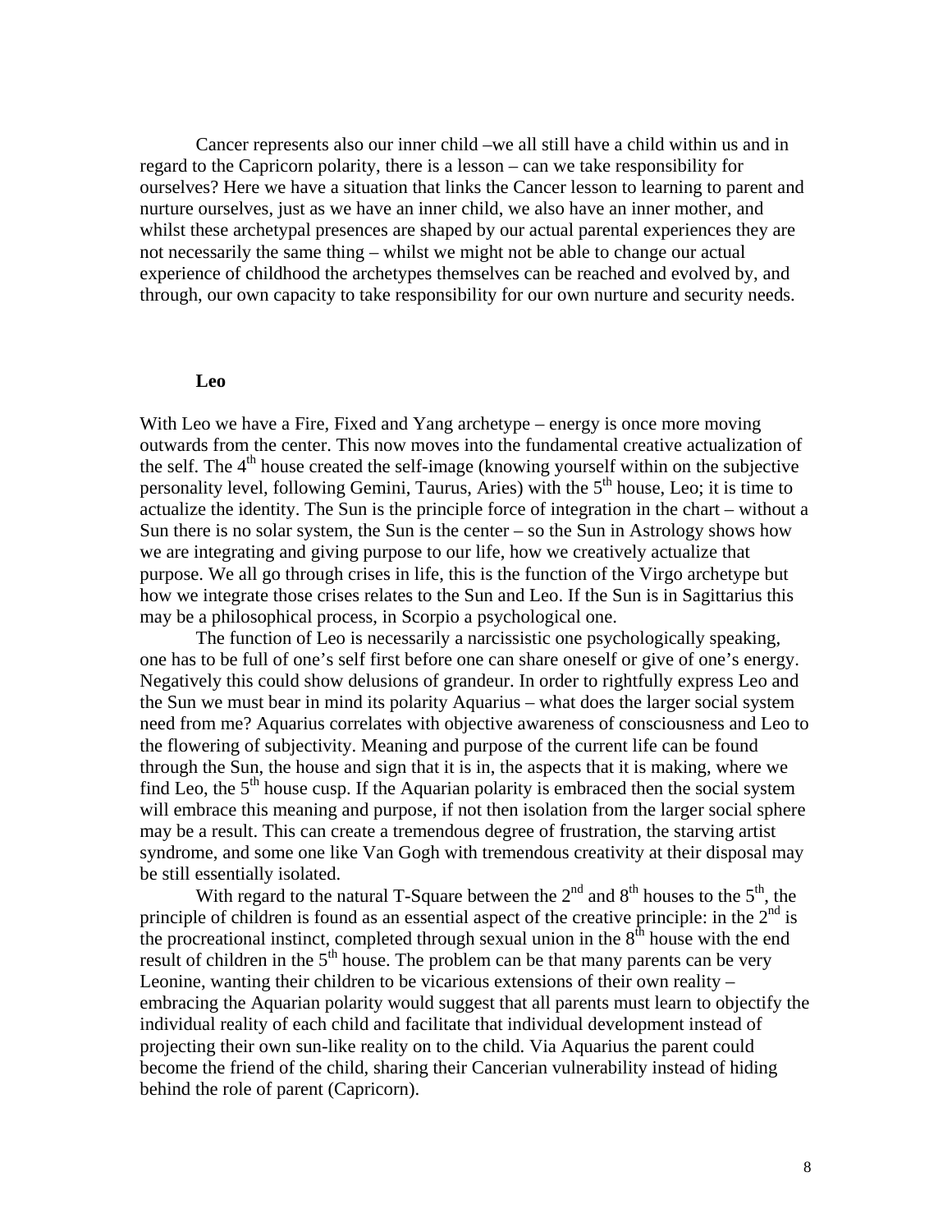Cancer represents also our inner child –we all still have a child within us and in regard to the Capricorn polarity, there is a lesson – can we take responsibility for ourselves? Here we have a situation that links the Cancer lesson to learning to parent and nurture ourselves, just as we have an inner child, we also have an inner mother, and whilst these archetypal presences are shaped by our actual parental experiences they are not necessarily the same thing – whilst we might not be able to change our actual experience of childhood the archetypes themselves can be reached and evolved by, and through, our own capacity to take responsibility for our own nurture and security needs.

**Leo**

With Leo we have a Fire, Fixed and Yang archetype – energy is once more moving outwards from the center. This now moves into the fundamental creative actualization of the self. The 4th house created the self-image (knowing yourself within on the subjective personality level, following Gemini, Taurus, Aries) with the 5th house, Leo; it is time to actualize the identity. The Sun is the principle force of integration in the chart – without a Sun there is no solar system, the Sun is the center – so the Sun in Astrology shows how we are integrating and giving purpose to our life, how we creatively actualize that purpose. We all go through crises in life, this is the function of the Virgo archetype but how we integrate those crises relates to the Sun and Leo. If the Sun is in Sagittarius this may be a philosophical process, in Scorpio a psychological one.

The function of Leo is necessarily a narcissistic one psychologically speaking, one has to be full of one's self first before one can share oneself or give of one's energy. Negatively this could show delusions of grandeur. In order to rightfully express Leo and the Sun we must bear in mind its polarity Aquarius – what does the larger social system need from me? Aquarius correlates with objective awareness of consciousness and Leo to the flowering of subjectivity. Meaning and purpose of the current life can be found through the Sun, the house and sign that it is in, the aspects that it is making, where we find Leo, the 5th house cusp. If the Aquarian polarity is embraced then the social system will embrace this meaning and purpose, if not then isolation from the larger social sphere may be a result. This can create a tremendous degree of frustration, the starving artist syndrome, and some one like Van Gogh with tremendous creativity at their disposal may be still essentially isolated.

With regard to the natural T-Square between the 2nd and 8th houses to the 5th, the principle of children is found as an essential aspect of the creative principle: in the 2nd is the procreational instinct, completed through sexual union in the 8th house with the end result of children in the 5th house. The problem can be that many parents can be very Leonine, wanting their children to be vicarious extensions of their own reality – embracing the Aquarian polarity would suggest that all parents must learn to objectify the individual reality of each child and facilitate that individual development instead of projecting their own sun-like reality on to the child. Via Aquarius the parent could become the friend of the child, sharing their Cancerian vulnerability instead of hiding behind the role of parent (Capricorn).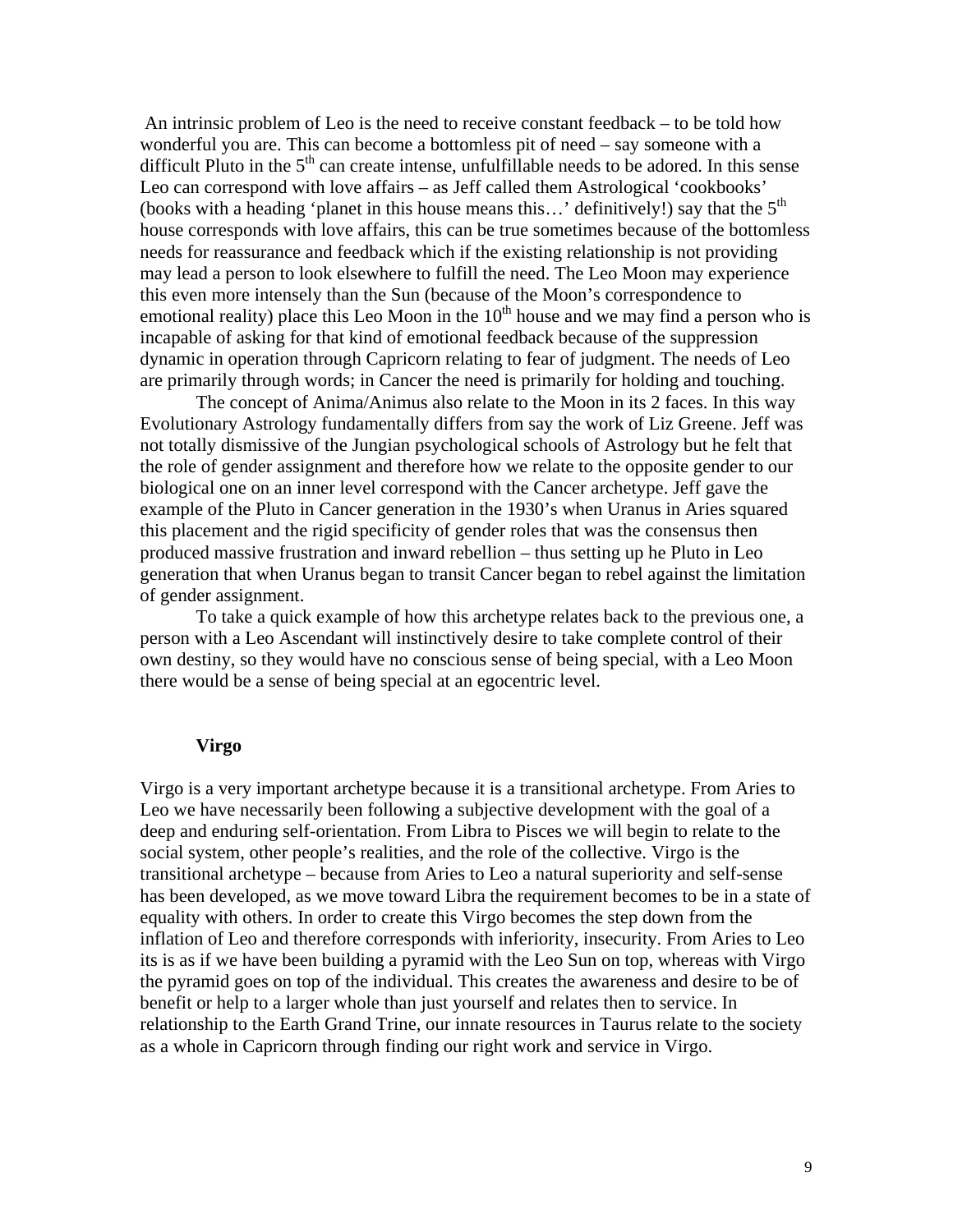An intrinsic problem of Leo is the need to receive constant feedback – to be told how wonderful you are. This can become a bottomless pit of need – say someone with a difficult Pluto in the 5th can create intense, unfulfillable needs to be adored. In this sense Leo can correspond with love affairs – as Jeff called them Astrological 'cookbooks' (books with a heading 'planet in this house means this…' definitively!) say that the 5th house corresponds with love affairs, this can be true sometimes because of the bottomless needs for reassurance and feedback which if the existing relationship is not providing may lead a person to look elsewhere to fulfill the need. The Leo Moon may experience this even more intensely than the Sun (because of the Moon's correspondence to emotional reality) place this Leo Moon in the 10th house and we may find a person who is incapable of asking for that kind of emotional feedback because of the suppression dynamic in operation through Capricorn relating to fear of judgment. The needs of Leo are primarily through words; in Cancer the need is primarily for holding and touching.

The concept of Anima/Animus also relate to the Moon in its 2 faces. In this way Evolutionary Astrology fundamentally differs from say the work of Liz Greene. Jeff was not totally dismissive of the Jungian psychological schools of Astrology but he felt that the role of gender assignment and therefore how we relate to the opposite gender to our biological one on an inner level correspond with the Cancer archetype. Jeff gave the example of the Pluto in Cancer generation in the 1930's when Uranus in Aries squared this placement and the rigid specificity of gender roles that was the consensus then produced massive frustration and inward rebellion – thus setting up he Pluto in Leo generation that when Uranus began to transit Cancer began to rebel against the limitation of gender assignment.

To take a quick example of how this archetype relates back to the previous one, a person with a Leo Ascendant will instinctively desire to take complete control of their own destiny, so they would have no conscious sense of being special, with a Leo Moon there would be a sense of being special at an egocentric level.

**Virgo**

Virgo is a very important archetype because it is a transitional archetype. From Aries to Leo we have necessarily been following a subjective development with the goal of a deep and enduring self-orientation. From Libra to Pisces we will begin to relate to the social system, other people's realities, and the role of the collective. Virgo is the transitional archetype – because from Aries to Leo a natural superiority and self-sense has been developed, as we move toward Libra the requirement becomes to be in a state of equality with others. In order to create this Virgo becomes the step down from the inflation of Leo and therefore corresponds with inferiority, insecurity. From Aries to Leo its is as if we have been building a pyramid with the Leo Sun on top, whereas with Virgo the pyramid goes on top of the individual. This creates the awareness and desire to be of benefit or help to a larger whole than just yourself and relates then to service. In relationship to the Earth Grand Trine, our innate resources in Taurus relate to the society as a whole in Capricorn through finding our right work and service in Virgo.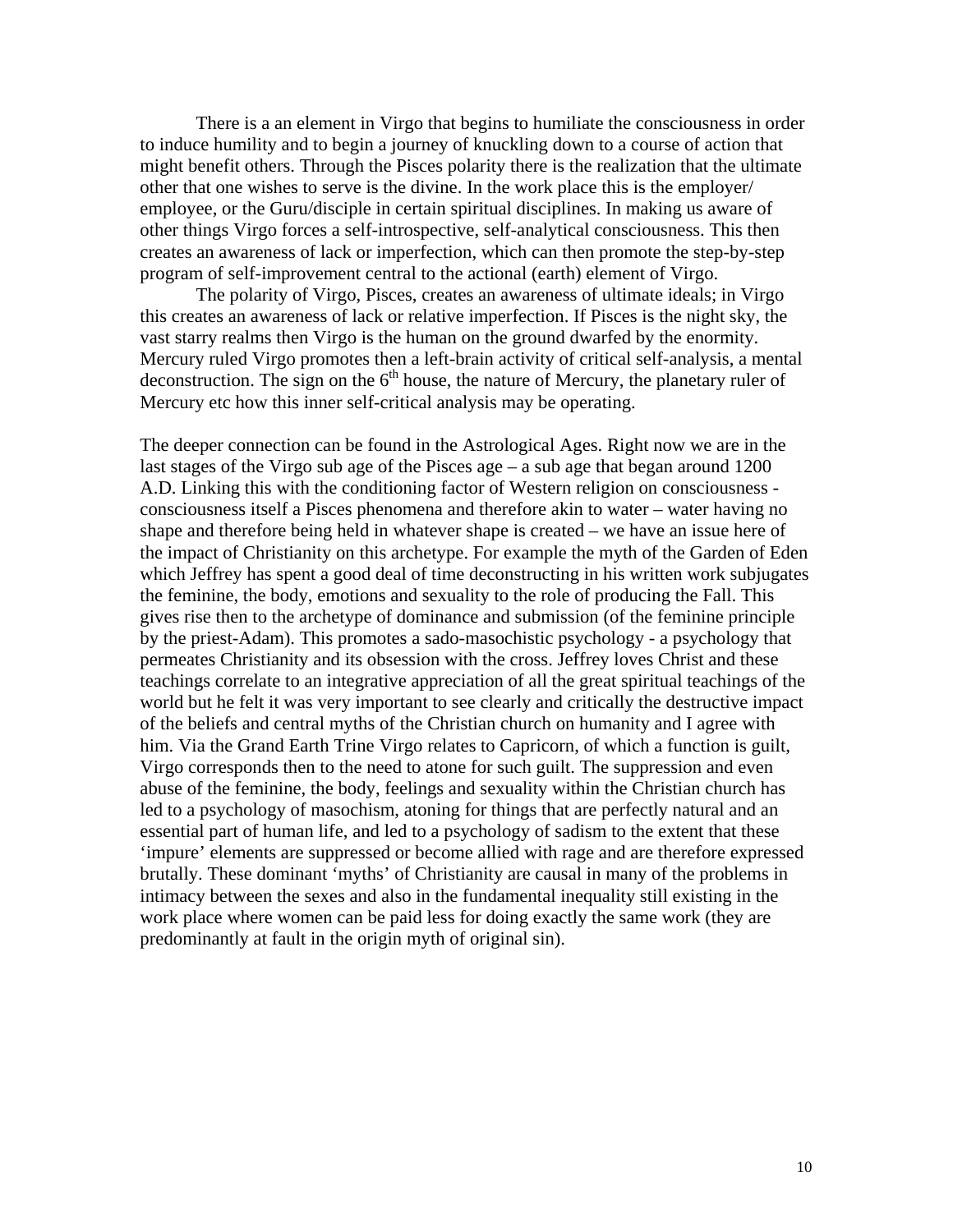There is a an element in Virgo that begins to humiliate the consciousness in order to induce humility and to begin a journey of knuckling down to a course of action that might benefit others. Through the Pisces polarity there is the realization that the ultimate other that one wishes to serve is the divine. In the work place this is the employer/ employee, or the Guru/disciple in certain spiritual disciplines. In making us aware of other things Virgo forces a self-introspective, self-analytical consciousness. This then creates an awareness of lack or imperfection, which can then promote the step-by-step program of self-improvement central to the actional (earth) element of Virgo.

The polarity of Virgo, Pisces, creates an awareness of ultimate ideals; in Virgo this creates an awareness of lack or relative imperfection. If Pisces is the night sky, the vast starry realms then Virgo is the human on the ground dwarfed by the enormity. Mercury ruled Virgo promotes then a left-brain activity of critical self-analysis, a mental deconstruction. The sign on the 6th house, the nature of Mercury, the planetary ruler of Mercury etc how this inner self-critical analysis may be operating.

The deeper connection can be found in the Astrological Ages. Right now we are in the last stages of the Virgo sub age of the Pisces age – a sub age that began around 1200 A.D. Linking this with the conditioning factor of Western religion on consciousness - consciousness itself a Pisces phenomena and therefore akin to water – water having no shape and therefore being held in whatever shape is created – we have an issue here of the impact of Christianity on this archetype. For example the myth of the Garden of Eden which Jeffrey has spent a good deal of time deconstructing in his written work subjugates the feminine, the body, emotions and sexuality to the role of producing the Fall. This gives rise then to the archetype of dominance and submission (of the feminine principle by the priest-Adam). This promotes a sado-masochistic psychology - a psychology that permeates Christianity and its obsession with the cross. Jeffrey loves Christ and these teachings correlate to an integrative appreciation of all the great spiritual teachings of the world but he felt it was very important to see clearly and critically the destructive impact of the beliefs and central myths of the Christian church on humanity and I agree with him. Via the Grand Earth Trine Virgo relates to Capricorn, of which a function is guilt, Virgo corresponds then to the need to atone for such guilt. The suppression and even abuse of the feminine, the body, feelings and sexuality within the Christian church has led to a psychology of masochism, atoning for things that are perfectly natural and an essential part of human life, and led to a psychology of sadism to the extent that these 'impure' elements are suppressed or become allied with rage and are therefore expressed brutally. These dominant 'myths' of Christianity are causal in many of the problems in intimacy between the sexes and also in the fundamental inequality still existing in the work place where women can be paid less for doing exactly the same work (they are predominantly at fault in the origin myth of original sin).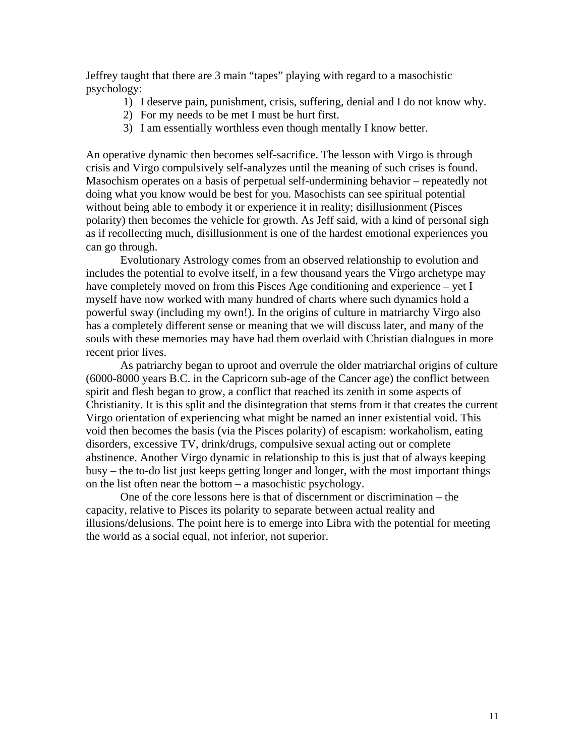Jeffrey taught that there are 3 main "tapes" playing with regard to a masochistic psychology:

1) I deserve pain, punishment, crisis, suffering, denial and I do not know why.
2) For my needs to be met I must be hurt first.
3) I am essentially worthless even though mentally I know better.

An operative dynamic then becomes self-sacrifice. The lesson with Virgo is through crisis and Virgo compulsively self-analyzes until the meaning of such crises is found. Masochism operates on a basis of perpetual self-undermining behavior – repeatedly not doing what you know would be best for you. Masochists can see spiritual potential without being able to embody it or experience it in reality; disillusionment (Pisces polarity) then becomes the vehicle for growth. As Jeff said, with a kind of personal sigh as if recollecting much, disillusionment is one of the hardest emotional experiences you can go through.

Evolutionary Astrology comes from an observed relationship to evolution and includes the potential to evolve itself, in a few thousand years the Virgo archetype may have completely moved on from this Pisces Age conditioning and experience – yet I myself have now worked with many hundred of charts where such dynamics hold a powerful sway (including my own!). In the origins of culture in matriarchy Virgo also has a completely different sense or meaning that we will discuss later, and many of the souls with these memories may have had them overlaid with Christian dialogues in more recent prior lives.

As patriarchy began to uproot and overrule the older matriarchal origins of culture (6000-8000 years B.C. in the Capricorn sub-age of the Cancer age) the conflict between spirit and flesh began to grow, a conflict that reached its zenith in some aspects of Christianity. It is this split and the disintegration that stems from it that creates the current Virgo orientation of experiencing what might be named an inner existential void. This void then becomes the basis (via the Pisces polarity) of escapism: workaholism, eating disorders, excessive TV, drink/drugs, compulsive sexual acting out or complete abstinence. Another Virgo dynamic in relationship to this is just that of always keeping busy – the to-do list just keeps getting longer and longer, with the most important things on the list often near the bottom – a masochistic psychology.

One of the core lessons here is that of discernment or discrimination – the capacity, relative to Pisces its polarity to separate between actual reality and illusions/delusions. The point here is to emerge into Libra with the potential for meeting the world as a social equal, not inferior, not superior.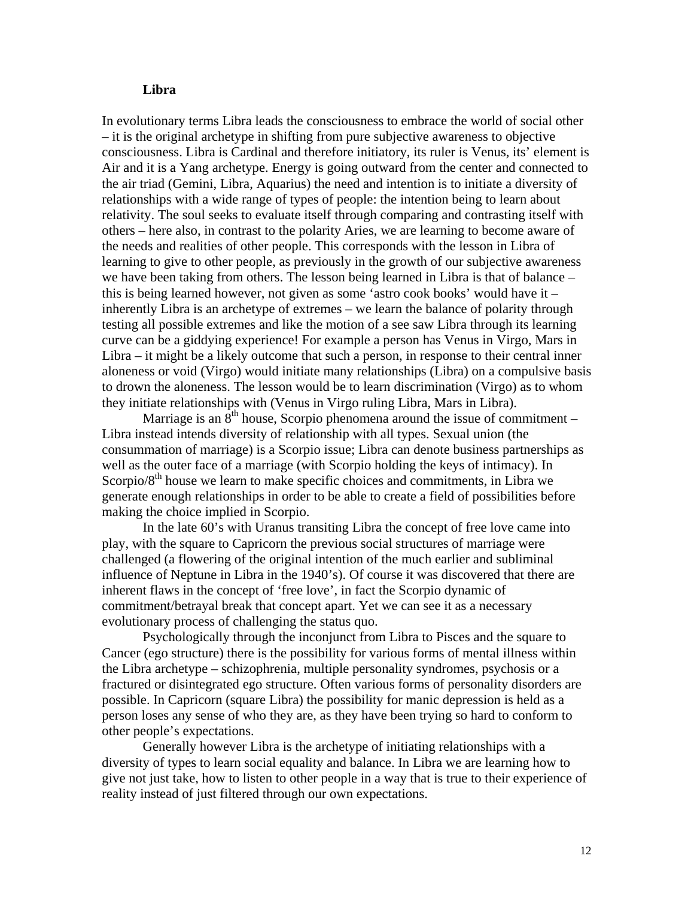**Libra**

In evolutionary terms Libra leads the consciousness to embrace the world of social other – it is the original archetype in shifting from pure subjective awareness to objective consciousness. Libra is Cardinal and therefore initiatory, its ruler is Venus, its' element is Air and it is a Yang archetype. Energy is going outward from the center and connected to the air triad (Gemini, Libra, Aquarius) the need and intention is to initiate a diversity of relationships with a wide range of types of people: the intention being to learn about relativity. The soul seeks to evaluate itself through comparing and contrasting itself with others – here also, in contrast to the polarity Aries, we are learning to become aware of the needs and realities of other people. This corresponds with the lesson in Libra of learning to give to other people, as previously in the growth of our subjective awareness we have been taking from others. The lesson being learned in Libra is that of balance – this is being learned however, not given as some 'astro cook books' would have it – inherently Libra is an archetype of extremes – we learn the balance of polarity through testing all possible extremes and like the motion of a see saw Libra through its learning curve can be a giddying experience! For example a person has Venus in Virgo, Mars in Libra – it might be a likely outcome that such a person, in response to their central inner aloneness or void (Virgo) would initiate many relationships (Libra) on a compulsive basis to drown the aloneness. The lesson would be to learn discrimination (Virgo) as to whom they initiate relationships with (Venus in Virgo ruling Libra, Mars in Libra).

Marriage is an 8th house, Scorpio phenomena around the issue of commitment – Libra instead intends diversity of relationship with all types. Sexual union (the consummation of marriage) is a Scorpio issue; Libra can denote business partnerships as well as the outer face of a marriage (with Scorpio holding the keys of intimacy). In Scorpio/8th house we learn to make specific choices and commitments, in Libra we generate enough relationships in order to be able to create a field of possibilities before making the choice implied in Scorpio.

In the late 60's with Uranus transiting Libra the concept of free love came into play, with the square to Capricorn the previous social structures of marriage were challenged (a flowering of the original intention of the much earlier and subliminal influence of Neptune in Libra in the 1940's). Of course it was discovered that there are inherent flaws in the concept of 'free love', in fact the Scorpio dynamic of commitment/betrayal break that concept apart. Yet we can see it as a necessary evolutionary process of challenging the status quo.

Psychologically through the inconjunct from Libra to Pisces and the square to Cancer (ego structure) there is the possibility for various forms of mental illness within the Libra archetype – schizophrenia, multiple personality syndromes, psychosis or a fractured or disintegrated ego structure. Often various forms of personality disorders are possible. In Capricorn (square Libra) the possibility for manic depression is held as a person loses any sense of who they are, as they have been trying so hard to conform to other people's expectations.

Generally however Libra is the archetype of initiating relationships with a diversity of types to learn social equality and balance. In Libra we are learning how to give not just take, how to listen to other people in a way that is true to their experience of reality instead of just filtered through our own expectations.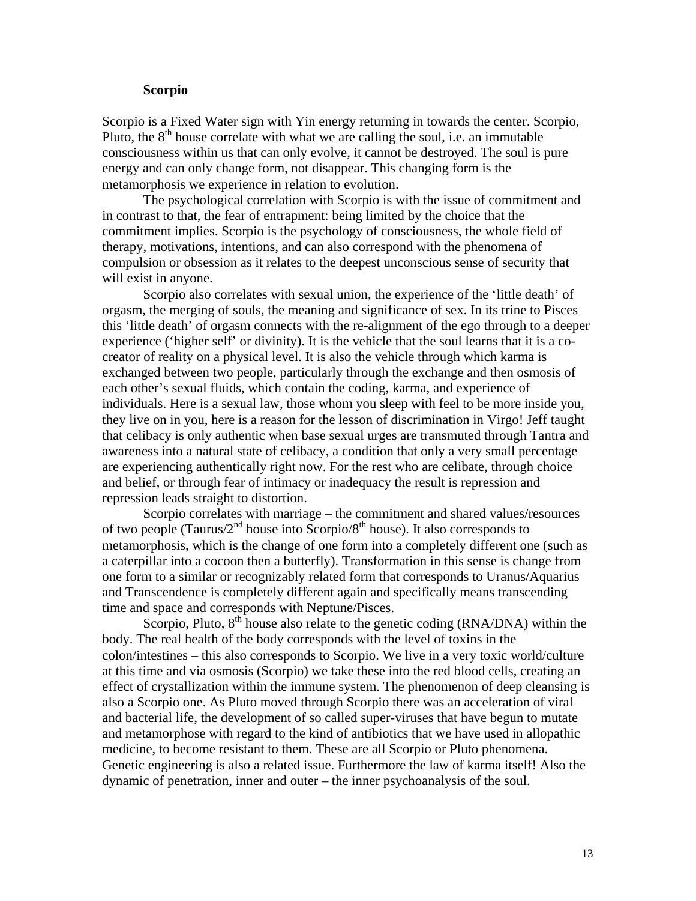### Scorpio

Scorpio is a Fixed Water sign with Yin energy returning in towards the center. Scorpio, Pluto, the 8th house correlate with what we are calling the soul, i.e. an immutable consciousness within us that can only evolve, it cannot be destroyed. The soul is pure energy and can only change form, not disappear. This changing form is the metamorphosis we experience in relation to evolution.

The psychological correlation with Scorpio is with the issue of commitment and in contrast to that, the fear of entrapment: being limited by the choice that the commitment implies. Scorpio is the psychology of consciousness, the whole field of therapy, motivations, intentions, and can also correspond with the phenomena of compulsion or obsession as it relates to the deepest unconscious sense of security that will exist in anyone.

Scorpio also correlates with sexual union, the experience of the 'little death' of orgasm, the merging of souls, the meaning and significance of sex. In its trine to Pisces this 'little death' of orgasm connects with the re-alignment of the ego through to a deeper experience ('higher self' or divinity). It is the vehicle that the soul learns that it is a co-creator of reality on a physical level. It is also the vehicle through which karma is exchanged between two people, particularly through the exchange and then osmosis of each other's sexual fluids, which contain the coding, karma, and experience of individuals. Here is a sexual law, those whom you sleep with feel to be more inside you, they live on in you, here is a reason for the lesson of discrimination in Virgo! Jeff taught that celibacy is only authentic when base sexual urges are transmuted through Tantra and awareness into a natural state of celibacy, a condition that only a very small percentage are experiencing authentically right now. For the rest who are celibate, through choice and belief, or through fear of intimacy or inadequacy the result is repression and repression leads straight to distortion.

Scorpio correlates with marriage – the commitment and shared values/resources of two people (Taurus/2nd house into Scorpio/8th house). It also corresponds to metamorphosis, which is the change of one form into a completely different one (such as a caterpillar into a cocoon then a butterfly). Transformation in this sense is change from one form to a similar or recognizably related form that corresponds to Uranus/Aquarius and Transcendence is completely different again and specifically means transcending time and space and corresponds with Neptune/Pisces.

Scorpio, Pluto, 8th house also relate to the genetic coding (RNA/DNA) within the body. The real health of the body corresponds with the level of toxins in the colon/intestines – this also corresponds to Scorpio. We live in a very toxic world/culture at this time and via osmosis (Scorpio) we take these into the red blood cells, creating an effect of crystallization within the immune system. The phenomenon of deep cleansing is also a Scorpio one. As Pluto moved through Scorpio there was an acceleration of viral and bacterial life, the development of so called super-viruses that have begun to mutate and metamorphose with regard to the kind of antibiotics that we have used in allopathic medicine, to become resistant to them. These are all Scorpio or Pluto phenomena. Genetic engineering is also a related issue. Furthermore the law of karma itself! Also the dynamic of penetration, inner and outer – the inner psychoanalysis of the soul.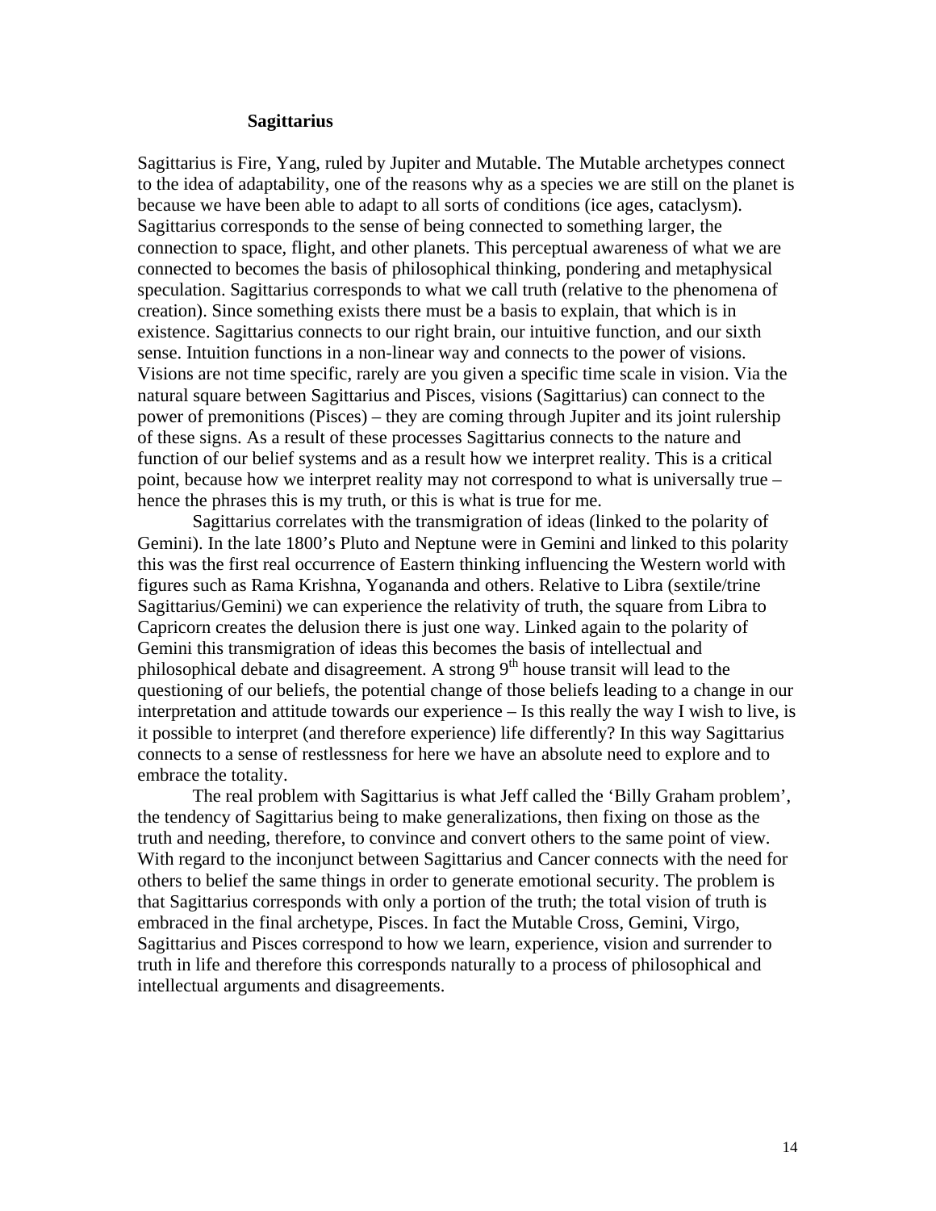## Sagittarius

Sagittarius is Fire, Yang, ruled by Jupiter and Mutable. The Mutable archetypes connect to the idea of adaptability, one of the reasons why as a species we are still on the planet is because we have been able to adapt to all sorts of conditions (ice ages, cataclysm). Sagittarius corresponds to the sense of being connected to something larger, the connection to space, flight, and other planets. This perceptual awareness of what we are connected to becomes the basis of philosophical thinking, pondering and metaphysical speculation. Sagittarius corresponds to what we call truth (relative to the phenomena of creation). Since something exists there must be a basis to explain, that which is in existence. Sagittarius connects to our right brain, our intuitive function, and our sixth sense. Intuition functions in a non-linear way and connects to the power of visions. Visions are not time specific, rarely are you given a specific time scale in vision. Via the natural square between Sagittarius and Pisces, visions (Sagittarius) can connect to the power of premonitions (Pisces) – they are coming through Jupiter and its joint rulership of these signs. As a result of these processes Sagittarius connects to the nature and function of our belief systems and as a result how we interpret reality. This is a critical point, because how we interpret reality may not correspond to what is universally true – hence the phrases this is my truth, or this is what is true for me.

Sagittarius correlates with the transmigration of ideas (linked to the polarity of Gemini). In the late 1800's Pluto and Neptune were in Gemini and linked to this polarity this was the first real occurrence of Eastern thinking influencing the Western world with figures such as Rama Krishna, Yogananda and others. Relative to Libra (sextile/trine Sagittarius/Gemini) we can experience the relativity of truth, the square from Libra to Capricorn creates the delusion there is just one way. Linked again to the polarity of Gemini this transmigration of ideas this becomes the basis of intellectual and philosophical debate and disagreement. A strong 9th house transit will lead to the questioning of our beliefs, the potential change of those beliefs leading to a change in our interpretation and attitude towards our experience – Is this really the way I wish to live, is it possible to interpret (and therefore experience) life differently? In this way Sagittarius connects to a sense of restlessness for here we have an absolute need to explore and to embrace the totality.

The real problem with Sagittarius is what Jeff called the 'Billy Graham problem', the tendency of Sagittarius being to make generalizations, then fixing on those as the truth and needing, therefore, to convince and convert others to the same point of view. With regard to the inconjunct between Sagittarius and Cancer connects with the need for others to belief the same things in order to generate emotional security. The problem is that Sagittarius corresponds with only a portion of the truth; the total vision of truth is embraced in the final archetype, Pisces. In fact the Mutable Cross, Gemini, Virgo, Sagittarius and Pisces correspond to how we learn, experience, vision and surrender to truth in life and therefore this corresponds naturally to a process of philosophical and intellectual arguments and disagreements.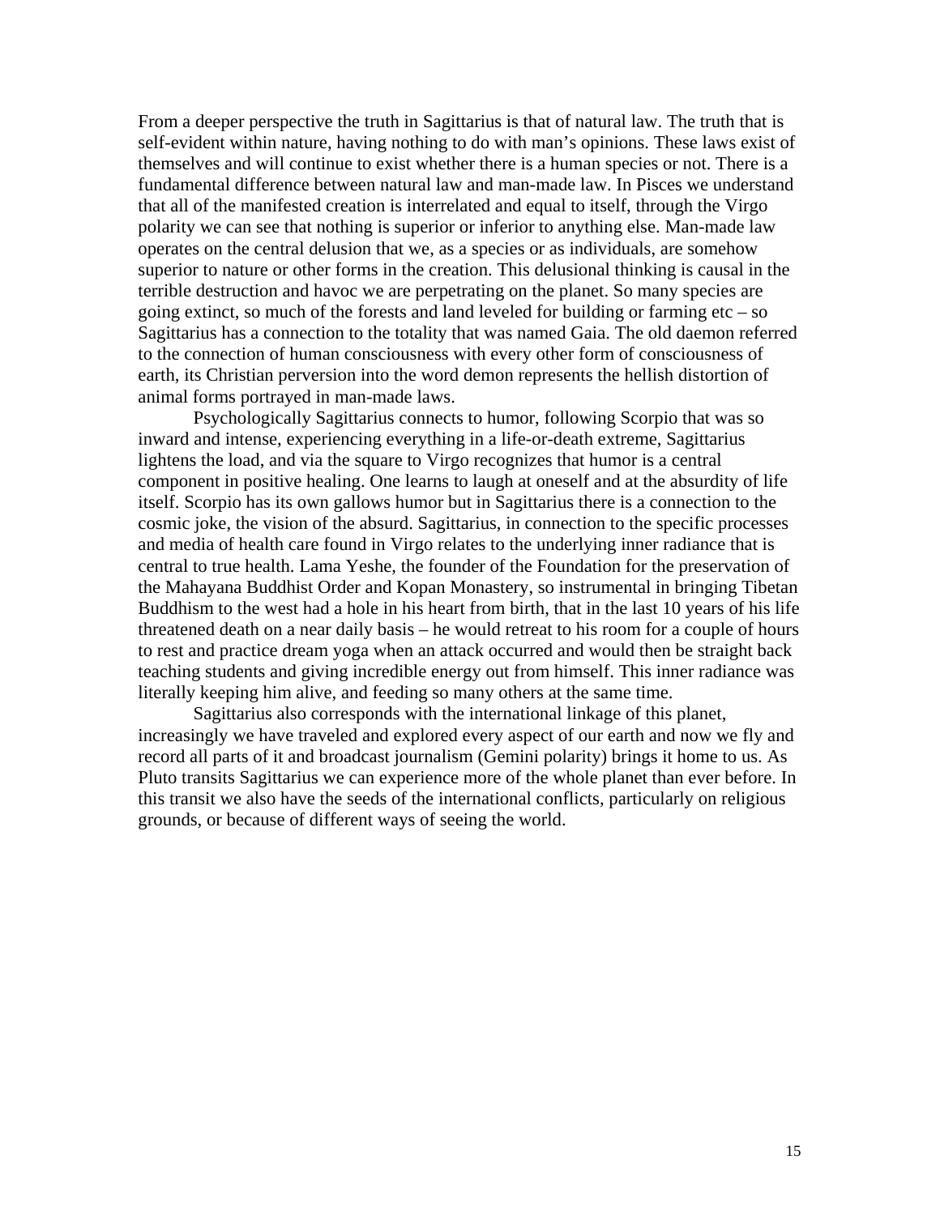From a deeper perspective the truth in Sagittarius is that of natural law. The truth that is self-evident within nature, having nothing to do with man's opinions. These laws exist of themselves and will continue to exist whether there is a human species or not. There is a fundamental difference between natural law and man-made law. In Pisces we understand that all of the manifested creation is interrelated and equal to itself, through the Virgo polarity we can see that nothing is superior or inferior to anything else. Man-made law operates on the central delusion that we, as a species or as individuals, are somehow superior to nature or other forms in the creation. This delusional thinking is causal in the terrible destruction and havoc we are perpetrating on the planet. So many species are going extinct, so much of the forests and land leveled for building or farming etc – so Sagittarius has a connection to the totality that was named Gaia. The old daemon referred to the connection of human consciousness with every other form of consciousness of earth, its Christian perversion into the word demon represents the hellish distortion of animal forms portrayed in man-made laws.

Psychologically Sagittarius connects to humor, following Scorpio that was so inward and intense, experiencing everything in a life-or-death extreme, Sagittarius lightens the load, and via the square to Virgo recognizes that humor is a central component in positive healing. One learns to laugh at oneself and at the absurdity of life itself. Scorpio has its own gallows humor but in Sagittarius there is a connection to the cosmic joke, the vision of the absurd. Sagittarius, in connection to the specific processes and media of health care found in Virgo relates to the underlying inner radiance that is central to true health. Lama Yeshe, the founder of the Foundation for the preservation of the Mahayana Buddhist Order and Kopan Monastery, so instrumental in bringing Tibetan Buddhism to the west had a hole in his heart from birth, that in the last 10 years of his life threatened death on a near daily basis – he would retreat to his room for a couple of hours to rest and practice dream yoga when an attack occurred and would then be straight back teaching students and giving incredible energy out from himself. This inner radiance was literally keeping him alive, and feeding so many others at the same time.

Sagittarius also corresponds with the international linkage of this planet, increasingly we have traveled and explored every aspect of our earth and now we fly and record all parts of it and broadcast journalism (Gemini polarity) brings it home to us. As Pluto transits Sagittarius we can experience more of the whole planet than ever before. In this transit we also have the seeds of the international conflicts, particularly on religious grounds, or because of different ways of seeing the world.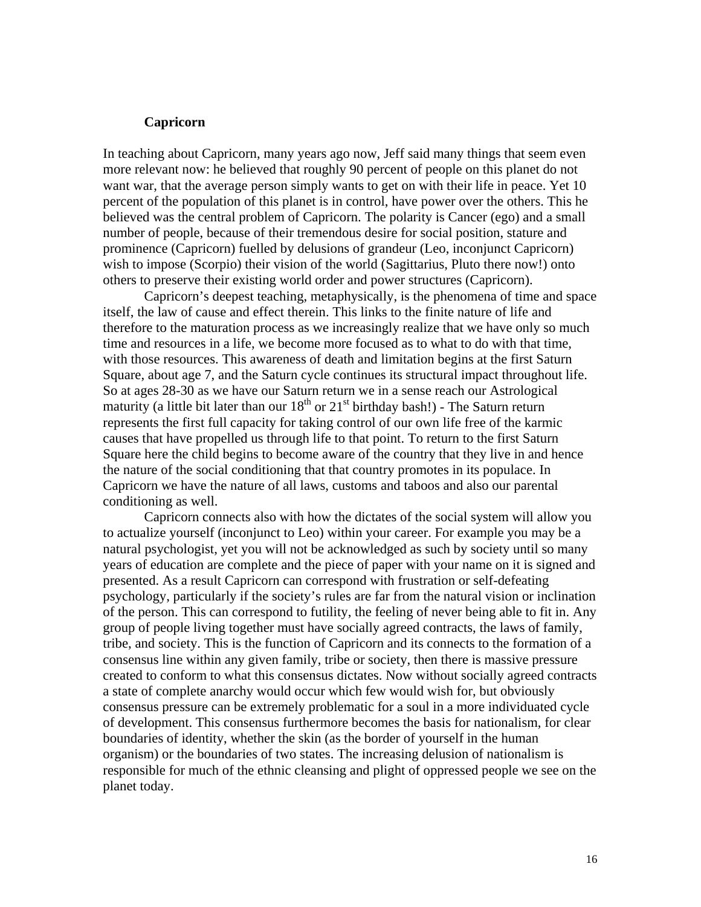### Capricorn

In teaching about Capricorn, many years ago now, Jeff said many things that seem even more relevant now: he believed that roughly 90 percent of people on this planet do not want war, that the average person simply wants to get on with their life in peace. Yet 10 percent of the population of this planet is in control, have power over the others. This he believed was the central problem of Capricorn. The polarity is Cancer (ego) and a small number of people, because of their tremendous desire for social position, stature and prominence (Capricorn) fuelled by delusions of grandeur (Leo, inconjunct Capricorn) wish to impose (Scorpio) their vision of the world (Sagittarius, Pluto there now!) onto others to preserve their existing world order and power structures (Capricorn).

Capricorn's deepest teaching, metaphysically, is the phenomena of time and space itself, the law of cause and effect therein. This links to the finite nature of life and therefore to the maturation process as we increasingly realize that we have only so much time and resources in a life, we become more focused as to what to do with that time, with those resources. This awareness of death and limitation begins at the first Saturn Square, about age 7, and the Saturn cycle continues its structural impact throughout life. So at ages 28-30 as we have our Saturn return we in a sense reach our Astrological maturity (a little bit later than our 18th or 21st birthday bash!) - The Saturn return represents the first full capacity for taking control of our own life free of the karmic causes that have propelled us through life to that point. To return to the first Saturn Square here the child begins to become aware of the country that they live in and hence the nature of the social conditioning that that country promotes in its populace. In Capricorn we have the nature of all laws, customs and taboos and also our parental conditioning as well.

Capricorn connects also with how the dictates of the social system will allow you to actualize yourself (inconjunct to Leo) within your career. For example you may be a natural psychologist, yet you will not be acknowledged as such by society until so many years of education are complete and the piece of paper with your name on it is signed and presented. As a result Capricorn can correspond with frustration or self-defeating psychology, particularly if the society's rules are far from the natural vision or inclination of the person. This can correspond to futility, the feeling of never being able to fit in. Any group of people living together must have socially agreed contracts, the laws of family, tribe, and society. This is the function of Capricorn and its connects to the formation of a consensus line within any given family, tribe or society, then there is massive pressure created to conform to what this consensus dictates. Now without socially agreed contracts a state of complete anarchy would occur which few would wish for, but obviously consensus pressure can be extremely problematic for a soul in a more individuated cycle of development. This consensus furthermore becomes the basis for nationalism, for clear boundaries of identity, whether the skin (as the border of yourself in the human organism) or the boundaries of two states. The increasing delusion of nationalism is responsible for much of the ethnic cleansing and plight of oppressed people we see on the planet today.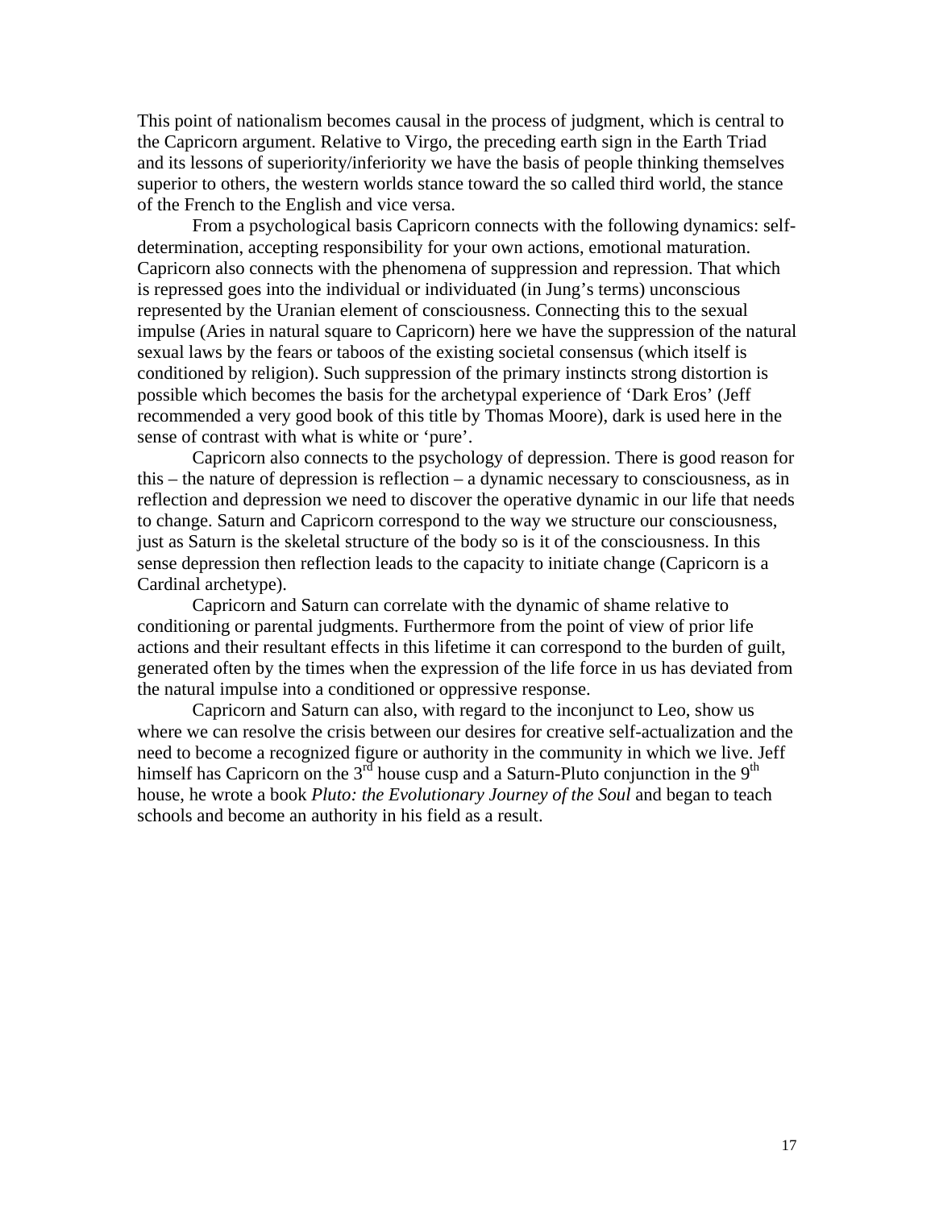This point of nationalism becomes causal in the process of judgment, which is central to the Capricorn argument. Relative to Virgo, the preceding earth sign in the Earth Triad and its lessons of superiority/inferiority we have the basis of people thinking themselves superior to others, the western worlds stance toward the so called third world, the stance of the French to the English and vice versa.

From a psychological basis Capricorn connects with the following dynamics: self-determination, accepting responsibility for your own actions, emotional maturation. Capricorn also connects with the phenomena of suppression and repression. That which is repressed goes into the individual or individuated (in Jung's terms) unconscious represented by the Uranian element of consciousness. Connecting this to the sexual impulse (Aries in natural square to Capricorn) here we have the suppression of the natural sexual laws by the fears or taboos of the existing societal consensus (which itself is conditioned by religion). Such suppression of the primary instincts strong distortion is possible which becomes the basis for the archetypal experience of 'Dark Eros' (Jeff recommended a very good book of this title by Thomas Moore), dark is used here in the sense of contrast with what is white or 'pure'.

Capricorn also connects to the psychology of depression. There is good reason for this – the nature of depression is reflection – a dynamic necessary to consciousness, as in reflection and depression we need to discover the operative dynamic in our life that needs to change. Saturn and Capricorn correspond to the way we structure our consciousness, just as Saturn is the skeletal structure of the body so is it of the consciousness. In this sense depression then reflection leads to the capacity to initiate change (Capricorn is a Cardinal archetype).

Capricorn and Saturn can correlate with the dynamic of shame relative to conditioning or parental judgments. Furthermore from the point of view of prior life actions and their resultant effects in this lifetime it can correspond to the burden of guilt, generated often by the times when the expression of the life force in us has deviated from the natural impulse into a conditioned or oppressive response.

Capricorn and Saturn can also, with regard to the inconjunct to Leo, show us where we can resolve the crisis between our desires for creative self-actualization and the need to become a recognized figure or authority in the community in which we live. Jeff himself has Capricorn on the 3rd house cusp and a Saturn-Pluto conjunction in the 9th house, he wrote a book *Pluto: the Evolutionary Journey of the Soul* and began to teach schools and become an authority in his field as a result.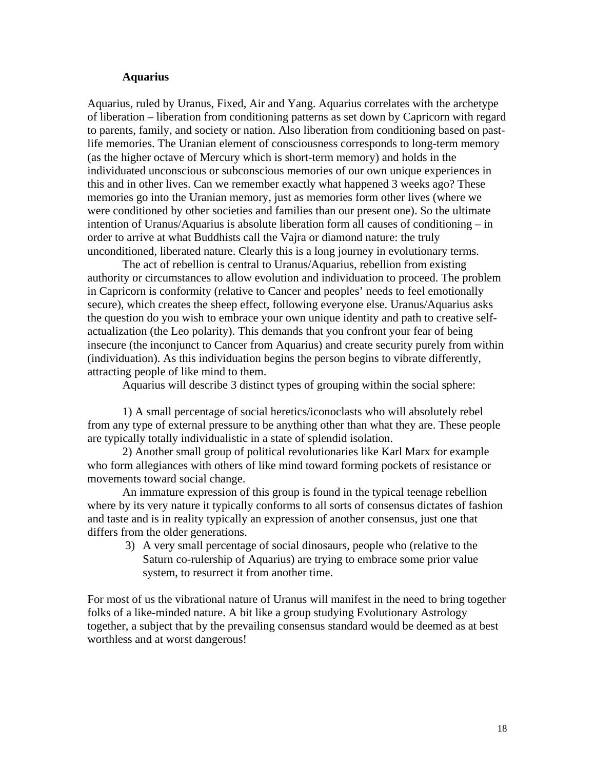**Aquarius**

Aquarius, ruled by Uranus, Fixed, Air and Yang. Aquarius correlates with the archetype of liberation – liberation from conditioning patterns as set down by Capricorn with regard to parents, family, and society or nation. Also liberation from conditioning based on past-life memories. The Uranian element of consciousness corresponds to long-term memory (as the higher octave of Mercury which is short-term memory) and holds in the individuated unconscious or subconscious memories of our own unique experiences in this and in other lives. Can we remember exactly what happened 3 weeks ago? These memories go into the Uranian memory, just as memories form other lives (where we were conditioned by other societies and families than our present one). So the ultimate intention of Uranus/Aquarius is absolute liberation form all causes of conditioning – in order to arrive at what Buddhists call the Vajra or diamond nature: the truly unconditioned, liberated nature. Clearly this is a long journey in evolutionary terms.

The act of rebellion is central to Uranus/Aquarius, rebellion from existing authority or circumstances to allow evolution and individuation to proceed. The problem in Capricorn is conformity (relative to Cancer and peoples' needs to feel emotionally secure), which creates the sheep effect, following everyone else. Uranus/Aquarius asks the question do you wish to embrace your own unique identity and path to creative self-actualization (the Leo polarity). This demands that you confront your fear of being insecure (the inconjunct to Cancer from Aquarius) and create security purely from within (individuation). As this individuation begins the person begins to vibrate differently, attracting people of like mind to them.

Aquarius will describe 3 distinct types of grouping within the social sphere:

1) A small percentage of social heretics/iconoclasts who will absolutely rebel from any type of external pressure to be anything other than what they are. These people are typically totally individualistic in a state of splendid isolation.

2) Another small group of political revolutionaries like Karl Marx for example who form allegiances with others of like mind toward forming pockets of resistance or movements toward social change.

An immature expression of this group is found in the typical teenage rebellion where by its very nature it typically conforms to all sorts of consensus dictates of fashion and taste and is in reality typically an expression of another consensus, just one that differs from the older generations.

3) A very small percentage of social dinosaurs, people who (relative to the Saturn co-rulership of Aquarius) are trying to embrace some prior value system, to resurrect it from another time.

For most of us the vibrational nature of Uranus will manifest in the need to bring together folks of a like-minded nature. A bit like a group studying Evolutionary Astrology together, a subject that by the prevailing consensus standard would be deemed as at best worthless and at worst dangerous!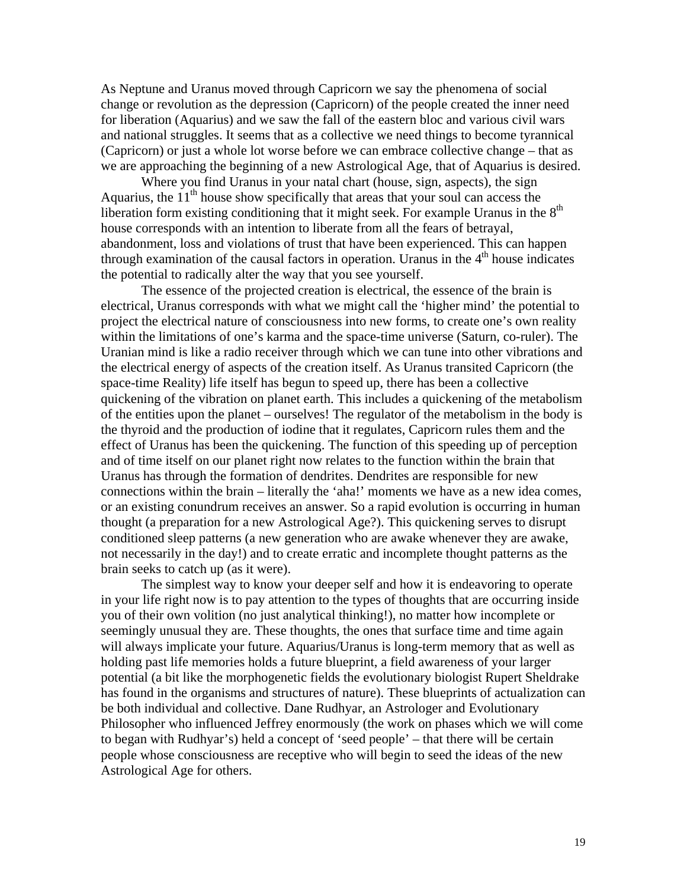As Neptune and Uranus moved through Capricorn we say the phenomena of social change or revolution as the depression (Capricorn) of the people created the inner need for liberation (Aquarius) and we saw the fall of the eastern bloc and various civil wars and national struggles. It seems that as a collective we need things to become tyrannical (Capricorn) or just a whole lot worse before we can embrace collective change – that as we are approaching the beginning of a new Astrological Age, that of Aquarius is desired.

Where you find Uranus in your natal chart (house, sign, aspects), the sign Aquarius, the 11th house show specifically that areas that your soul can access the liberation form existing conditioning that it might seek. For example Uranus in the 8th house corresponds with an intention to liberate from all the fears of betrayal, abandonment, loss and violations of trust that have been experienced. This can happen through examination of the causal factors in operation. Uranus in the 4th house indicates the potential to radically alter the way that you see yourself.

The essence of the projected creation is electrical, the essence of the brain is electrical, Uranus corresponds with what we might call the 'higher mind' the potential to project the electrical nature of consciousness into new forms, to create one's own reality within the limitations of one's karma and the space-time universe (Saturn, co-ruler). The Uranian mind is like a radio receiver through which we can tune into other vibrations and the electrical energy of aspects of the creation itself. As Uranus transited Capricorn (the space-time Reality) life itself has begun to speed up, there has been a collective quickening of the vibration on planet earth. This includes a quickening of the metabolism of the entities upon the planet – ourselves! The regulator of the metabolism in the body is the thyroid and the production of iodine that it regulates, Capricorn rules them and the effect of Uranus has been the quickening. The function of this speeding up of perception and of time itself on our planet right now relates to the function within the brain that Uranus has through the formation of dendrites. Dendrites are responsible for new connections within the brain – literally the 'aha!' moments we have as a new idea comes, or an existing conundrum receives an answer. So a rapid evolution is occurring in human thought (a preparation for a new Astrological Age?). This quickening serves to disrupt conditioned sleep patterns (a new generation who are awake whenever they are awake, not necessarily in the day!) and to create erratic and incomplete thought patterns as the brain seeks to catch up (as it were).

The simplest way to know your deeper self and how it is endeavoring to operate in your life right now is to pay attention to the types of thoughts that are occurring inside you of their own volition (no just analytical thinking!), no matter how incomplete or seemingly unusual they are. These thoughts, the ones that surface time and time again will always implicate your future. Aquarius/Uranus is long-term memory that as well as holding past life memories holds a future blueprint, a field awareness of your larger potential (a bit like the morphogenetic fields the evolutionary biologist Rupert Sheldrake has found in the organisms and structures of nature). These blueprints of actualization can be both individual and collective. Dane Rudhyar, an Astrologer and Evolutionary Philosopher who influenced Jeffrey enormously (the work on phases which we will come to began with Rudhyar's) held a concept of 'seed people' – that there will be certain people whose consciousness are receptive who will begin to seed the ideas of the new Astrological Age for others.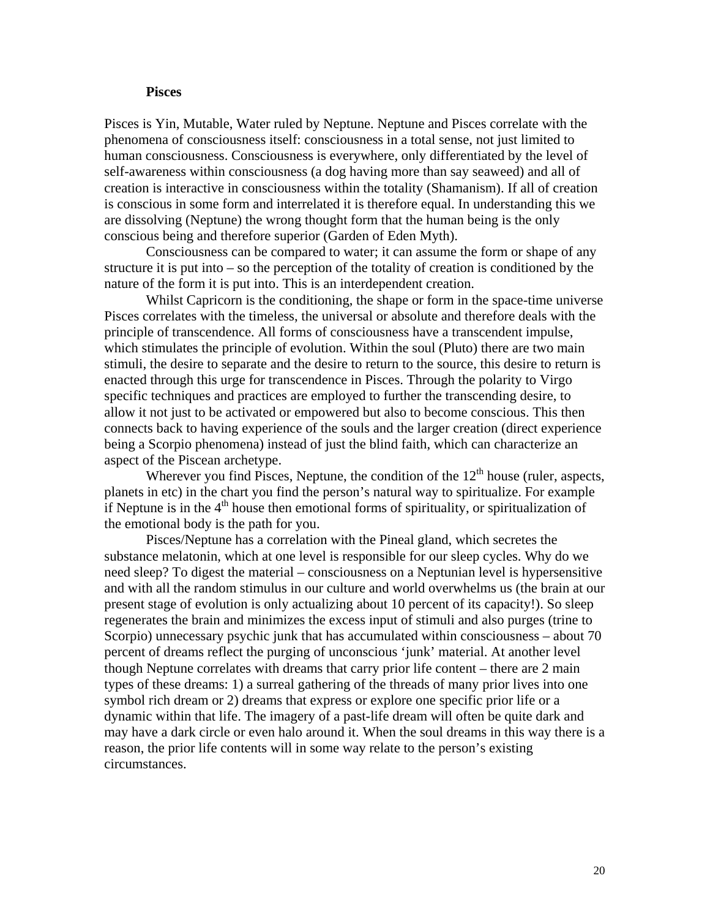### Pisces

Pisces is Yin, Mutable, Water ruled by Neptune. Neptune and Pisces correlate with the phenomena of consciousness itself: consciousness in a total sense, not just limited to human consciousness. Consciousness is everywhere, only differentiated by the level of self-awareness within consciousness (a dog having more than say seaweed) and all of creation is interactive in consciousness within the totality (Shamanism). If all of creation is conscious in some form and interrelated it is therefore equal. In understanding this we are dissolving (Neptune) the wrong thought form that the human being is the only conscious being and therefore superior (Garden of Eden Myth).

Consciousness can be compared to water; it can assume the form or shape of any structure it is put into – so the perception of the totality of creation is conditioned by the nature of the form it is put into. This is an interdependent creation.

Whilst Capricorn is the conditioning, the shape or form in the space-time universe Pisces correlates with the timeless, the universal or absolute and therefore deals with the principle of transcendence. All forms of consciousness have a transcendent impulse, which stimulates the principle of evolution. Within the soul (Pluto) there are two main stimuli, the desire to separate and the desire to return to the source, this desire to return is enacted through this urge for transcendence in Pisces. Through the polarity to Virgo specific techniques and practices are employed to further the transcending desire, to allow it not just to be activated or empowered but also to become conscious. This then connects back to having experience of the souls and the larger creation (direct experience being a Scorpio phenomena) instead of just the blind faith, which can characterize an aspect of the Piscean archetype.

Wherever you find Pisces, Neptune, the condition of the 12th house (ruler, aspects, planets in etc) in the chart you find the person's natural way to spiritualize. For example if Neptune is in the 4th house then emotional forms of spirituality, or spiritualization of the emotional body is the path for you.

Pisces/Neptune has a correlation with the Pineal gland, which secretes the substance melatonin, which at one level is responsible for our sleep cycles. Why do we need sleep? To digest the material – consciousness on a Neptunian level is hypersensitive and with all the random stimulus in our culture and world overwhelms us (the brain at our present stage of evolution is only actualizing about 10 percent of its capacity!). So sleep regenerates the brain and minimizes the excess input of stimuli and also purges (trine to Scorpio) unnecessary psychic junk that has accumulated within consciousness – about 70 percent of dreams reflect the purging of unconscious 'junk' material. At another level though Neptune correlates with dreams that carry prior life content – there are 2 main types of these dreams: 1) a surreal gathering of the threads of many prior lives into one symbol rich dream or 2) dreams that express or explore one specific prior life or a dynamic within that life. The imagery of a past-life dream will often be quite dark and may have a dark circle or even halo around it. When the soul dreams in this way there is a reason, the prior life contents will in some way relate to the person's existing circumstances.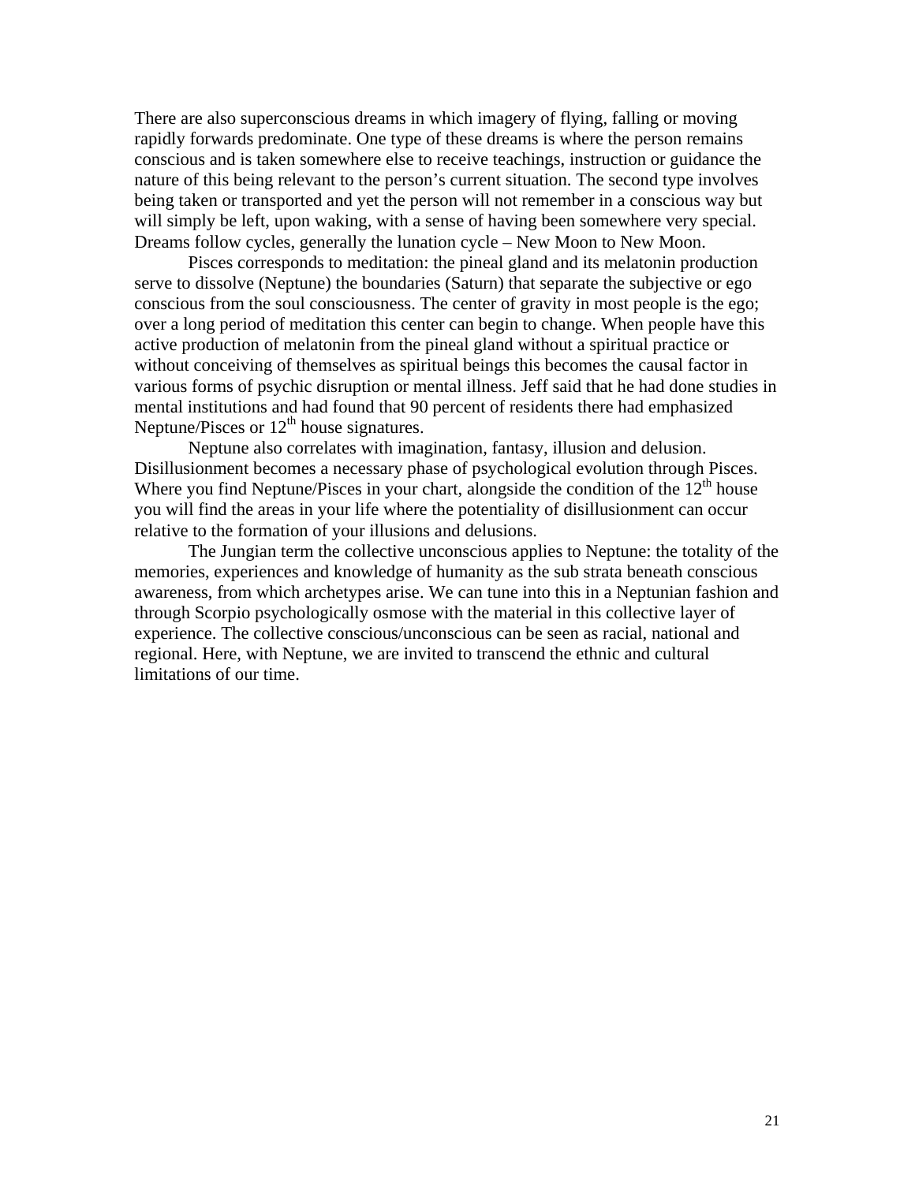There are also superconscious dreams in which imagery of flying, falling or moving rapidly forwards predominate. One type of these dreams is where the person remains conscious and is taken somewhere else to receive teachings, instruction or guidance the nature of this being relevant to the person's current situation. The second type involves being taken or transported and yet the person will not remember in a conscious way but will simply be left, upon waking, with a sense of having been somewhere very special. Dreams follow cycles, generally the lunation cycle – New Moon to New Moon.

Pisces corresponds to meditation: the pineal gland and its melatonin production serve to dissolve (Neptune) the boundaries (Saturn) that separate the subjective or ego conscious from the soul consciousness. The center of gravity in most people is the ego; over a long period of meditation this center can begin to change. When people have this active production of melatonin from the pineal gland without a spiritual practice or without conceiving of themselves as spiritual beings this becomes the causal factor in various forms of psychic disruption or mental illness. Jeff said that he had done studies in mental institutions and had found that 90 percent of residents there had emphasized Neptune/Pisces or 12th house signatures.

Neptune also correlates with imagination, fantasy, illusion and delusion. Disillusionment becomes a necessary phase of psychological evolution through Pisces. Where you find Neptune/Pisces in your chart, alongside the condition of the 12th house you will find the areas in your life where the potentiality of disillusionment can occur relative to the formation of your illusions and delusions.

The Jungian term the collective unconscious applies to Neptune: the totality of the memories, experiences and knowledge of humanity as the sub strata beneath conscious awareness, from which archetypes arise. We can tune into this in a Neptunian fashion and through Scorpio psychologically osmose with the material in this collective layer of experience. The collective conscious/unconscious can be seen as racial, national and regional. Here, with Neptune, we are invited to transcend the ethnic and cultural limitations of our time.